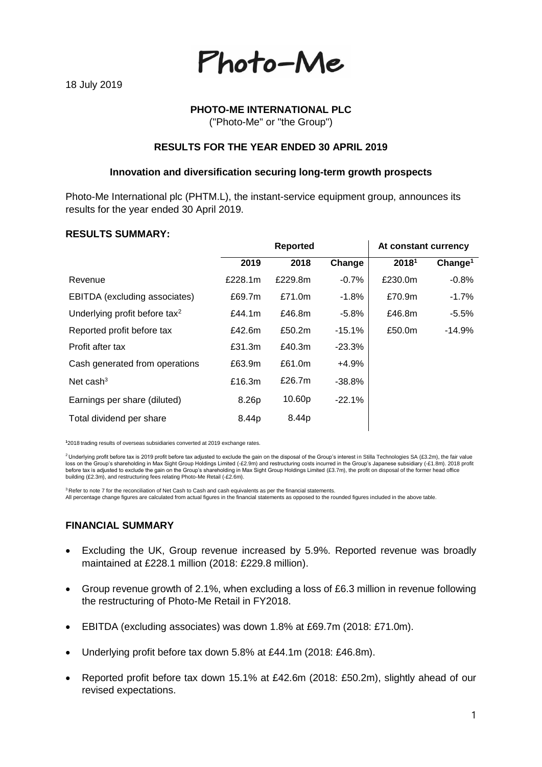Photo-Me

18 July 2019

**PHOTO-ME INTERNATIONAL PLC**

("Photo-Me" or "the Group")

**RESULTS FOR THE YEAR ENDED 30 APRIL 2019**

**Innovation and diversification securing long-term growth prospects**

Photo-Me International plc (PHTM.L), the instant-service equipment group, announces its results for the year ended 30 April 2019.

**RESULTS SUMMARY:**

| | Reported | | | At constant currency | |
|---|---|---|---|---|---|
| | **2019** | **2018** | **Change** | **2018[1]** | **Change[1]** |
| Revenue | £228.1m | £229.8m | -0.7% | £230.0m | -0.8% |
| EBITDA (excluding associates) | £69.7m | £71.0m | -1.8% | £70.9m | -1.7% |
| Underlying profit before tax[2] | £44.1m | £46.8m | -5.8% | £46.8m | -5.5% |
| Reported profit before tax | £42.6m | £50.2m | -15.1% | £50.0m | -14.9% |
| Profit after tax | £31.3m | £40.3m | -23.3% | | |
| Cash generated from operations | £63.9m | £61.0m | +4.9% | | |
| Net cash[3] | £16.3m | £26.7m | -38.8% | | |
| Earnings per share (diluted) | 8.26p | 10.60p | -22.1% | | |
| Total dividend per share | 8.44p | 8.44p | | | |

[1] 2018 trading results of overseas subsidiaries converted at 2019 exchange rates.

[2] Underlying profit before tax is 2019 profit before tax adjusted to exclude the gain on the disposal of the Group's interest in Stilla Technologies SA (£3.2m), the fair value loss on the Group's shareholding in Max Sight Group Holdings Limited (-£2.9m) and restructuring costs incurred in the Group's Japanese subsidiary (-£1.8m). 2018 profit before tax is adjusted to exclude the gain on the Group's shareholding in Max Sight Group Holdings Limited (£3.7m), the profit on disposal of the former head office building (£2.3m), and restructuring fees relating Photo-Me Retail (-£2.6m).

[3] Refer to note 7 for the reconciliation of Net Cash to Cash and cash equivalents as per the financial statements.
All percentage change figures are calculated from actual figures in the financial statements as opposed to the rounded figures included in the above table.

## FINANCIAL SUMMARY

- Excluding the UK, Group revenue increased by 5.9%. Reported revenue was broadly maintained at £228.1 million (2018: £229.8 million).
- Group revenue growth of 2.1%, when excluding a loss of £6.3 million in revenue following the restructuring of Photo-Me Retail in FY2018.
- EBITDA (excluding associates) was down 1.8% at £69.7m (2018: £71.0m).
- Underlying profit before tax down 5.8% at £44.1m (2018: £46.8m).
- Reported profit before tax down 15.1% at £42.6m (2018: £50.2m), slightly ahead of our revised expectations.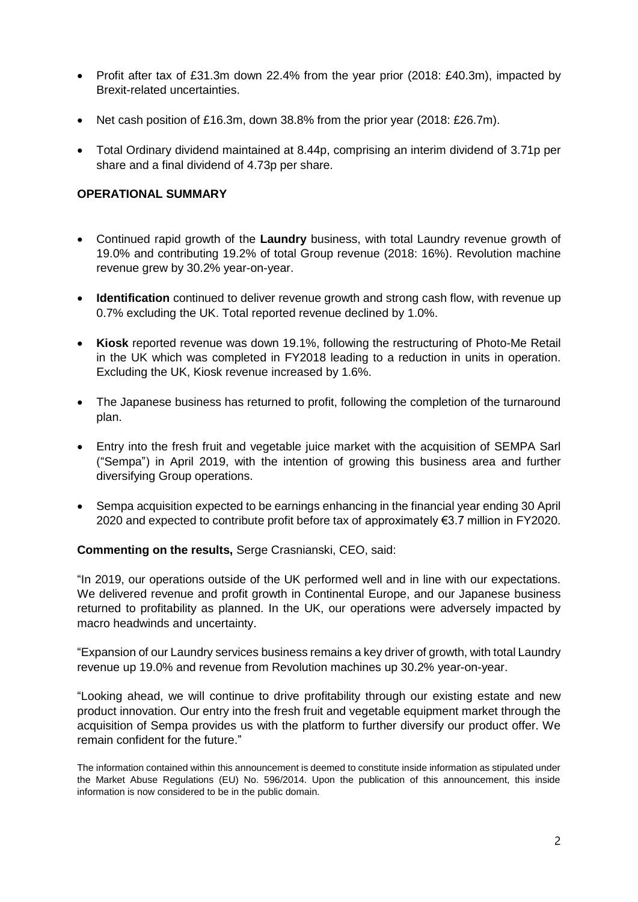- Profit after tax of £31.3m down 22.4% from the year prior (2018: £40.3m), impacted by Brexit-related uncertainties.
- Net cash position of £16.3m, down 38.8% from the prior year (2018: £26.7m).
- Total Ordinary dividend maintained at 8.44p, comprising an interim dividend of 3.71p per share and a final dividend of 4.73p per share.

**OPERATIONAL SUMMARY**

- Continued rapid growth of the **Laundry** business, with total Laundry revenue growth of 19.0% and contributing 19.2% of total Group revenue (2018: 16%). Revolution machine revenue grew by 30.2% year-on-year.
- **Identification** continued to deliver revenue growth and strong cash flow, with revenue up 0.7% excluding the UK. Total reported revenue declined by 1.0%.
- **Kiosk** reported revenue was down 19.1%, following the restructuring of Photo-Me Retail in the UK which was completed in FY2018 leading to a reduction in units in operation. Excluding the UK, Kiosk revenue increased by 1.6%.
- The Japanese business has returned to profit, following the completion of the turnaround plan.
- Entry into the fresh fruit and vegetable juice market with the acquisition of SEMPA Sarl ("Sempa") in April 2019, with the intention of growing this business area and further diversifying Group operations.
- Sempa acquisition expected to be earnings enhancing in the financial year ending 30 April 2020 and expected to contribute profit before tax of approximately €3.7 million in FY2020.

**Commenting on the results,** Serge Crasnianski, CEO, said:

"In 2019, our operations outside of the UK performed well and in line with our expectations. We delivered revenue and profit growth in Continental Europe, and our Japanese business returned to profitability as planned. In the UK, our operations were adversely impacted by macro headwinds and uncertainty.

"Expansion of our Laundry services business remains a key driver of growth, with total Laundry revenue up 19.0% and revenue from Revolution machines up 30.2% year-on-year.

"Looking ahead, we will continue to drive profitability through our existing estate and new product innovation. Our entry into the fresh fruit and vegetable equipment market through the acquisition of Sempa provides us with the platform to further diversify our product offer. We remain confident for the future."

The information contained within this announcement is deemed to constitute inside information as stipulated under the Market Abuse Regulations (EU) No. 596/2014. Upon the publication of this announcement, this inside information is now considered to be in the public domain.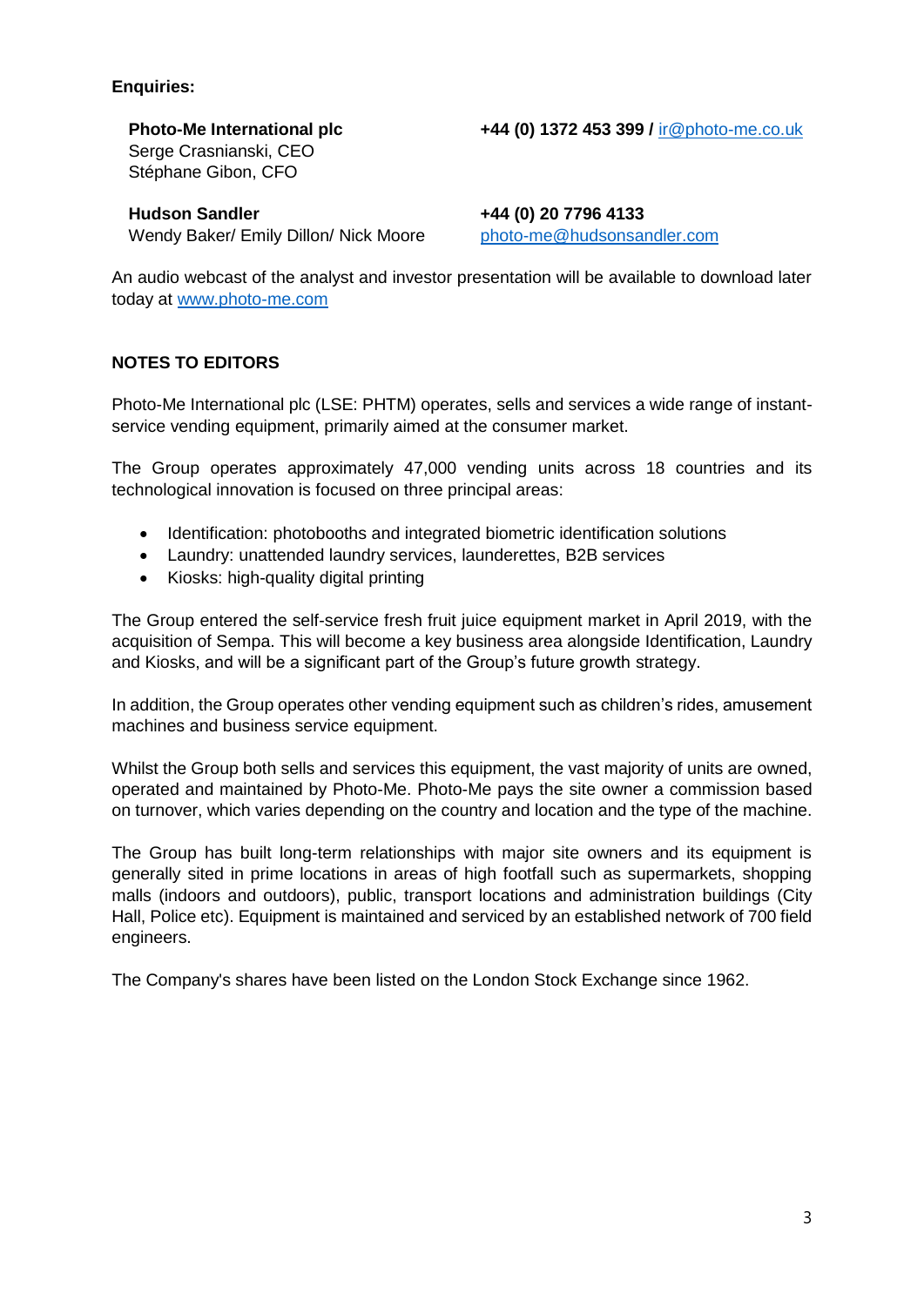**Enquiries:**

| | |
|---|---|
| **Photo-Me International plc**<br>Serge Crasnianski, CEO<br>Stéphane Gibon, CFO | **+44 (0) 1372 453 399 /** ir@photo-me.co.uk |
| **Hudson Sandler**<br>Wendy Baker/ Emily Dillon/ Nick Moore | **+44 (0) 20 7796 4133**<br>photo-me@hudsonsandler.com |

An audio webcast of the analyst and investor presentation will be available to download later today at www.photo-me.com

## NOTES TO EDITORS

Photo-Me International plc (LSE: PHTM) operates, sells and services a wide range of instant-service vending equipment, primarily aimed at the consumer market.

The Group operates approximately 47,000 vending units across 18 countries and its technological innovation is focused on three principal areas:

- Identification: photobooths and integrated biometric identification solutions
- Laundry: unattended laundry services, launderettes, B2B services
- Kiosks: high-quality digital printing

The Group entered the self-service fresh fruit juice equipment market in April 2019, with the acquisition of Sempa. This will become a key business area alongside Identification, Laundry and Kiosks, and will be a significant part of the Group's future growth strategy.

In addition, the Group operates other vending equipment such as children's rides, amusement machines and business service equipment.

Whilst the Group both sells and services this equipment, the vast majority of units are owned, operated and maintained by Photo-Me. Photo-Me pays the site owner a commission based on turnover, which varies depending on the country and location and the type of the machine.

The Group has built long-term relationships with major site owners and its equipment is generally sited in prime locations in areas of high footfall such as supermarkets, shopping malls (indoors and outdoors), public, transport locations and administration buildings (City Hall, Police etc). Equipment is maintained and serviced by an established network of 700 field engineers.

The Company's shares have been listed on the London Stock Exchange since 1962.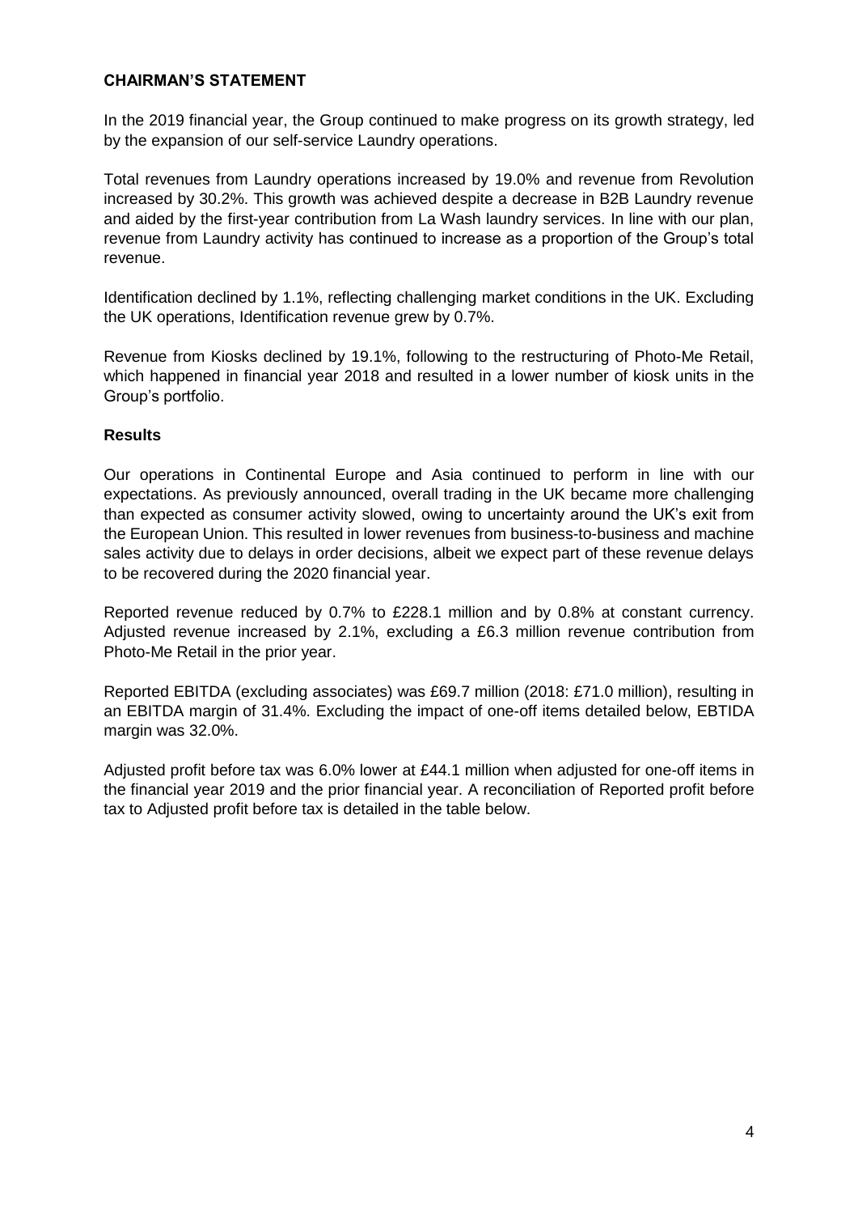## CHAIRMAN'S STATEMENT

In the 2019 financial year, the Group continued to make progress on its growth strategy, led by the expansion of our self-service Laundry operations.

Total revenues from Laundry operations increased by 19.0% and revenue from Revolution increased by 30.2%. This growth was achieved despite a decrease in B2B Laundry revenue and aided by the first-year contribution from La Wash laundry services. In line with our plan, revenue from Laundry activity has continued to increase as a proportion of the Group's total revenue.

Identification declined by 1.1%, reflecting challenging market conditions in the UK. Excluding the UK operations, Identification revenue grew by 0.7%.

Revenue from Kiosks declined by 19.1%, following to the restructuring of Photo-Me Retail, which happened in financial year 2018 and resulted in a lower number of kiosk units in the Group's portfolio.

### Results

Our operations in Continental Europe and Asia continued to perform in line with our expectations. As previously announced, overall trading in the UK became more challenging than expected as consumer activity slowed, owing to uncertainty around the UK's exit from the European Union. This resulted in lower revenues from business-to-business and machine sales activity due to delays in order decisions, albeit we expect part of these revenue delays to be recovered during the 2020 financial year.

Reported revenue reduced by 0.7% to £228.1 million and by 0.8% at constant currency. Adjusted revenue increased by 2.1%, excluding a £6.3 million revenue contribution from Photo-Me Retail in the prior year.

Reported EBITDA (excluding associates) was £69.7 million (2018: £71.0 million), resulting in an EBITDA margin of 31.4%. Excluding the impact of one-off items detailed below, EBTIDA margin was 32.0%.

Adjusted profit before tax was 6.0% lower at £44.1 million when adjusted for one-off items in the financial year 2019 and the prior financial year. A reconciliation of Reported profit before tax to Adjusted profit before tax is detailed in the table below.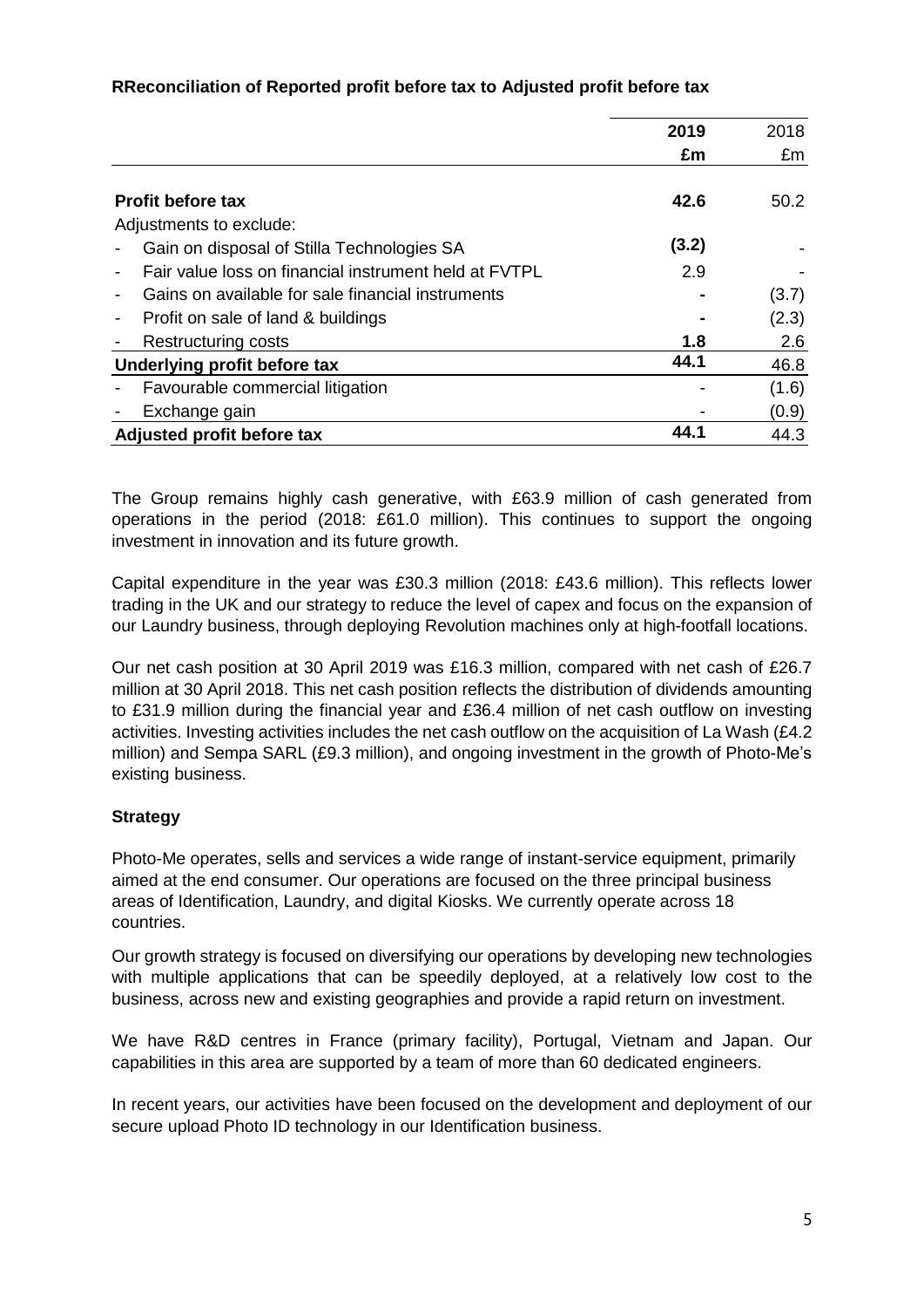**RReconciliation of Reported profit before tax to Adjusted profit before tax**

| | 2019 | 2018 |
|---|---|---|
| | £m | £m |
| **Profit before tax** | **42.6** | 50.2 |
| Adjustments to exclude: | | |
| - Gain on disposal of Stilla Technologies SA | **(3.2)** | - |
| - Fair value loss on financial instrument held at FVTPL | 2.9 | - |
| - Gains on available for sale financial instruments | **-** | (3.7) |
| - Profit on sale of land & buildings | **-** | (2.3) |
| - Restructuring costs | **1.8** | 2.6 |
| **Underlying profit before tax** | **44.1** | 46.8 |
| - Favourable commercial litigation | - | (1.6) |
| - Exchange gain | - | (0.9) |
| **Adjusted profit before tax** | **44.1** | 44.3 |

The Group remains highly cash generative, with £63.9 million of cash generated from operations in the period (2018: £61.0 million). This continues to support the ongoing investment in innovation and its future growth.

Capital expenditure in the year was £30.3 million (2018: £43.6 million). This reflects lower trading in the UK and our strategy to reduce the level of capex and focus on the expansion of our Laundry business, through deploying Revolution machines only at high-footfall locations.

Our net cash position at 30 April 2019 was £16.3 million, compared with net cash of £26.7 million at 30 April 2018. This net cash position reflects the distribution of dividends amounting to £31.9 million during the financial year and £36.4 million of net cash outflow on investing activities. Investing activities includes the net cash outflow on the acquisition of La Wash (£4.2 million) and Sempa SARL (£9.3 million), and ongoing investment in the growth of Photo-Me's existing business.

**Strategy**

Photo-Me operates, sells and services a wide range of instant-service equipment, primarily aimed at the end consumer. Our operations are focused on the three principal business areas of Identification, Laundry, and digital Kiosks. We currently operate across 18 countries.

Our growth strategy is focused on diversifying our operations by developing new technologies with multiple applications that can be speedily deployed, at a relatively low cost to the business, across new and existing geographies and provide a rapid return on investment.

We have R&D centres in France (primary facility), Portugal, Vietnam and Japan. Our capabilities in this area are supported by a team of more than 60 dedicated engineers.

In recent years, our activities have been focused on the development and deployment of our secure upload Photo ID technology in our Identification business.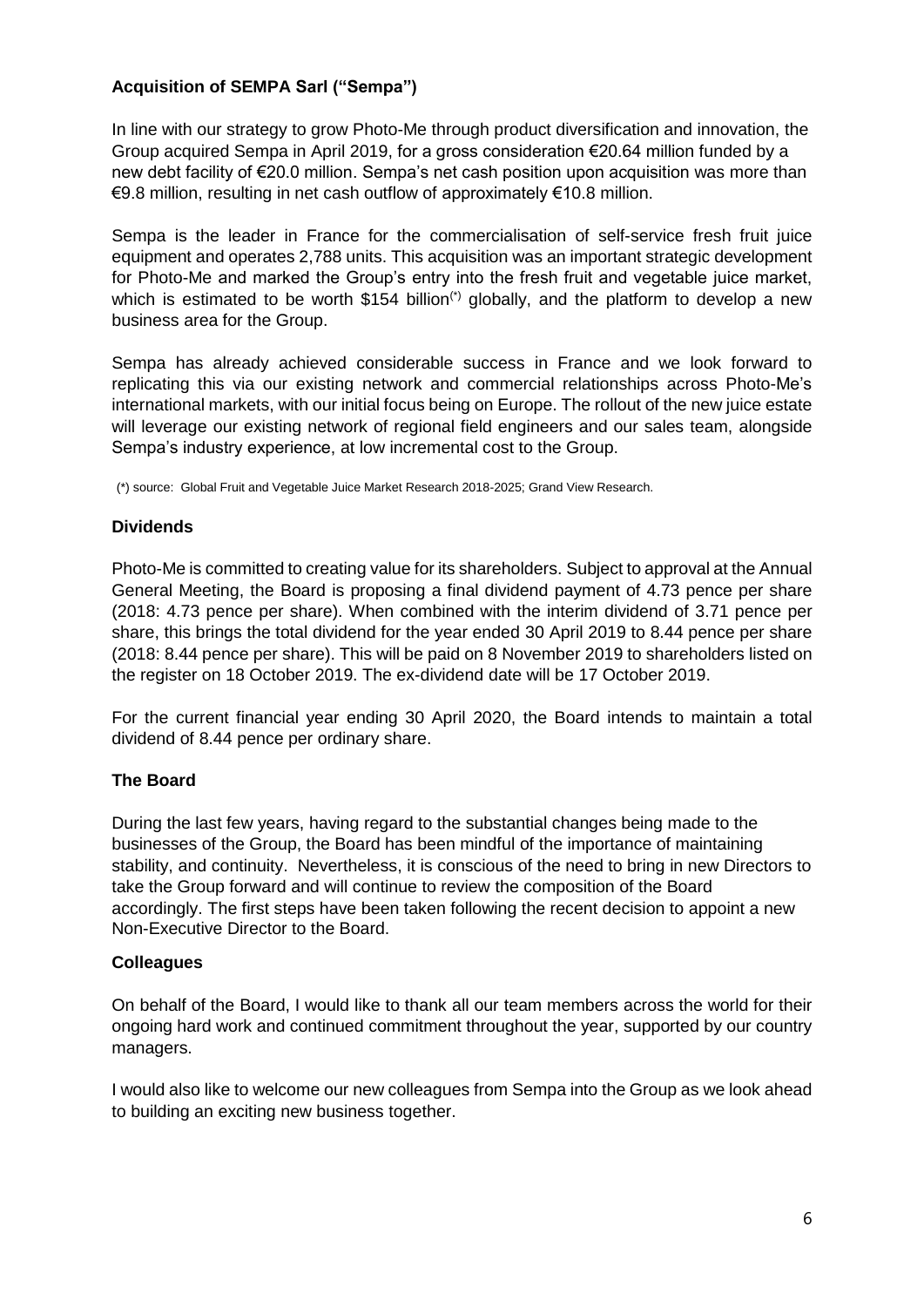### Acquisition of SEMPA Sarl ("Sempa")

In line with our strategy to grow Photo-Me through product diversification and innovation, the Group acquired Sempa in April 2019, for a gross consideration €20.64 million funded by a new debt facility of €20.0 million. Sempa's net cash position upon acquisition was more than €9.8 million, resulting in net cash outflow of approximately €10.8 million.

Sempa is the leader in France for the commercialisation of self-service fresh fruit juice equipment and operates 2,788 units. This acquisition was an important strategic development for Photo-Me and marked the Group's entry into the fresh fruit and vegetable juice market, which is estimated to be worth $154 billion(*) globally, and the platform to develop a new business area for the Group.

Sempa has already achieved considerable success in France and we look forward to replicating this via our existing network and commercial relationships across Photo-Me's international markets, with our initial focus being on Europe. The rollout of the new juice estate will leverage our existing network of regional field engineers and our sales team, alongside Sempa's industry experience, at low incremental cost to the Group.

(*) source: Global Fruit and Vegetable Juice Market Research 2018-2025; Grand View Research.

### Dividends

Photo-Me is committed to creating value for its shareholders. Subject to approval at the Annual General Meeting, the Board is proposing a final dividend payment of 4.73 pence per share (2018: 4.73 pence per share). When combined with the interim dividend of 3.71 pence per share, this brings the total dividend for the year ended 30 April 2019 to 8.44 pence per share (2018: 8.44 pence per share). This will be paid on 8 November 2019 to shareholders listed on the register on 18 October 2019. The ex-dividend date will be 17 October 2019.

For the current financial year ending 30 April 2020, the Board intends to maintain a total dividend of 8.44 pence per ordinary share.

### The Board

During the last few years, having regard to the substantial changes being made to the businesses of the Group, the Board has been mindful of the importance of maintaining stability, and continuity. Nevertheless, it is conscious of the need to bring in new Directors to take the Group forward and will continue to review the composition of the Board accordingly. The first steps have been taken following the recent decision to appoint a new Non-Executive Director to the Board.

### Colleagues

On behalf of the Board, I would like to thank all our team members across the world for their ongoing hard work and continued commitment throughout the year, supported by our country managers.

I would also like to welcome our new colleagues from Sempa into the Group as we look ahead to building an exciting new business together.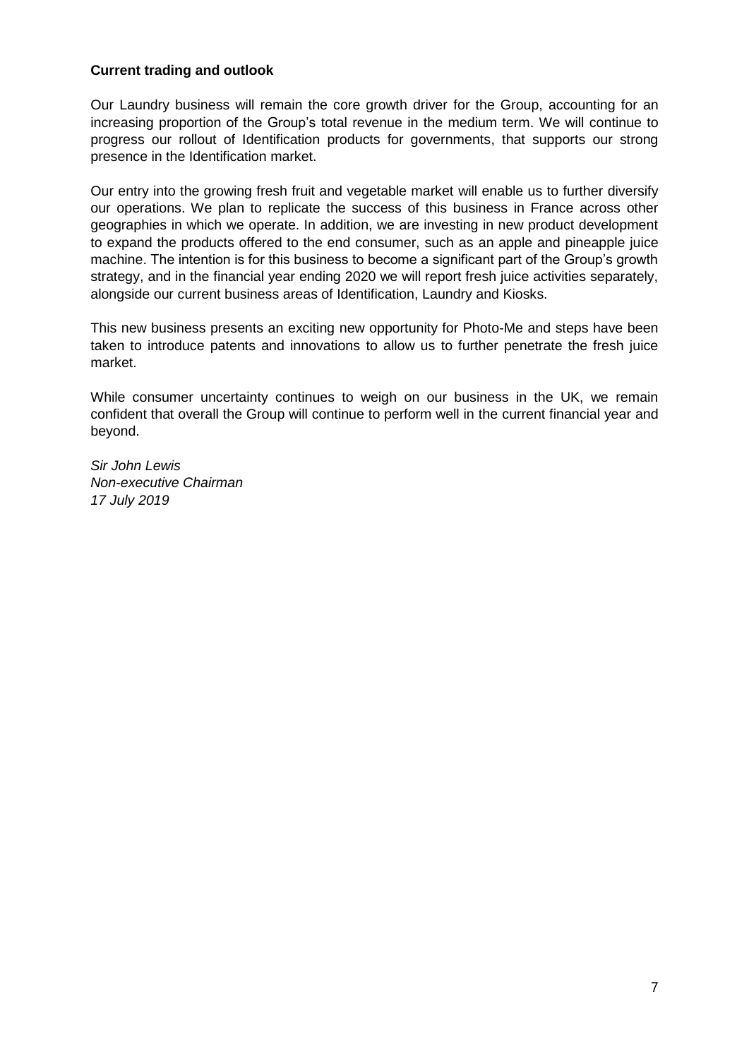**Current trading and outlook**

Our Laundry business will remain the core growth driver for the Group, accounting for an increasing proportion of the Group's total revenue in the medium term. We will continue to progress our rollout of Identification products for governments, that supports our strong presence in the Identification market.

Our entry into the growing fresh fruit and vegetable market will enable us to further diversify our operations. We plan to replicate the success of this business in France across other geographies in which we operate. In addition, we are investing in new product development to expand the products offered to the end consumer, such as an apple and pineapple juice machine. The intention is for this business to become a significant part of the Group's growth strategy, and in the financial year ending 2020 we will report fresh juice activities separately, alongside our current business areas of Identification, Laundry and Kiosks.

This new business presents an exciting new opportunity for Photo-Me and steps have been taken to introduce patents and innovations to allow us to further penetrate the fresh juice market.

While consumer uncertainty continues to weigh on our business in the UK, we remain confident that overall the Group will continue to perform well in the current financial year and beyond.

*Sir John Lewis*
*Non-executive Chairman*
*17 July 2019*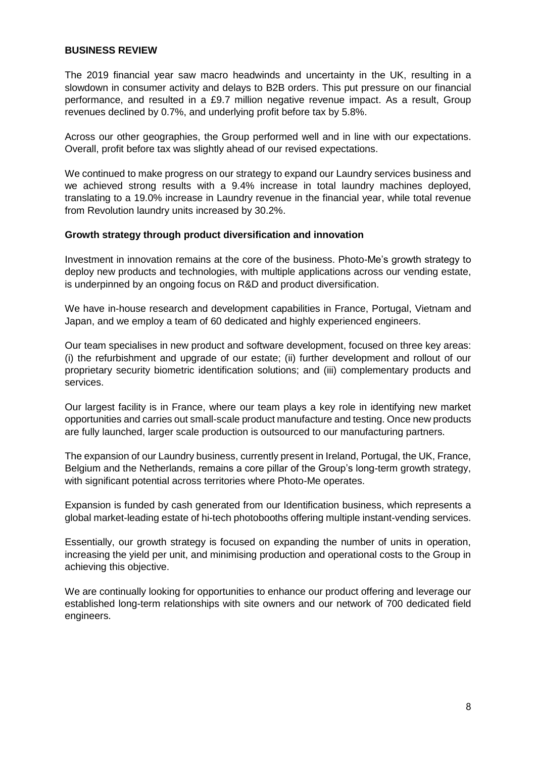## BUSINESS REVIEW

The 2019 financial year saw macro headwinds and uncertainty in the UK, resulting in a slowdown in consumer activity and delays to B2B orders. This put pressure on our financial performance, and resulted in a £9.7 million negative revenue impact. As a result, Group revenues declined by 0.7%, and underlying profit before tax by 5.8%.

Across our other geographies, the Group performed well and in line with our expectations. Overall, profit before tax was slightly ahead of our revised expectations.

We continued to make progress on our strategy to expand our Laundry services business and we achieved strong results with a 9.4% increase in total laundry machines deployed, translating to a 19.0% increase in Laundry revenue in the financial year, while total revenue from Revolution laundry units increased by 30.2%.

### Growth strategy through product diversification and innovation

Investment in innovation remains at the core of the business. Photo-Me's growth strategy to deploy new products and technologies, with multiple applications across our vending estate, is underpinned by an ongoing focus on R&D and product diversification.

We have in-house research and development capabilities in France, Portugal, Vietnam and Japan, and we employ a team of 60 dedicated and highly experienced engineers.

Our team specialises in new product and software development, focused on three key areas: (i) the refurbishment and upgrade of our estate; (ii) further development and rollout of our proprietary security biometric identification solutions; and (iii) complementary products and services.

Our largest facility is in France, where our team plays a key role in identifying new market opportunities and carries out small-scale product manufacture and testing. Once new products are fully launched, larger scale production is outsourced to our manufacturing partners.

The expansion of our Laundry business, currently present in Ireland, Portugal, the UK, France, Belgium and the Netherlands, remains a core pillar of the Group's long-term growth strategy, with significant potential across territories where Photo-Me operates.

Expansion is funded by cash generated from our Identification business, which represents a global market-leading estate of hi-tech photobooths offering multiple instant-vending services.

Essentially, our growth strategy is focused on expanding the number of units in operation, increasing the yield per unit, and minimising production and operational costs to the Group in achieving this objective.

We are continually looking for opportunities to enhance our product offering and leverage our established long-term relationships with site owners and our network of 700 dedicated field engineers.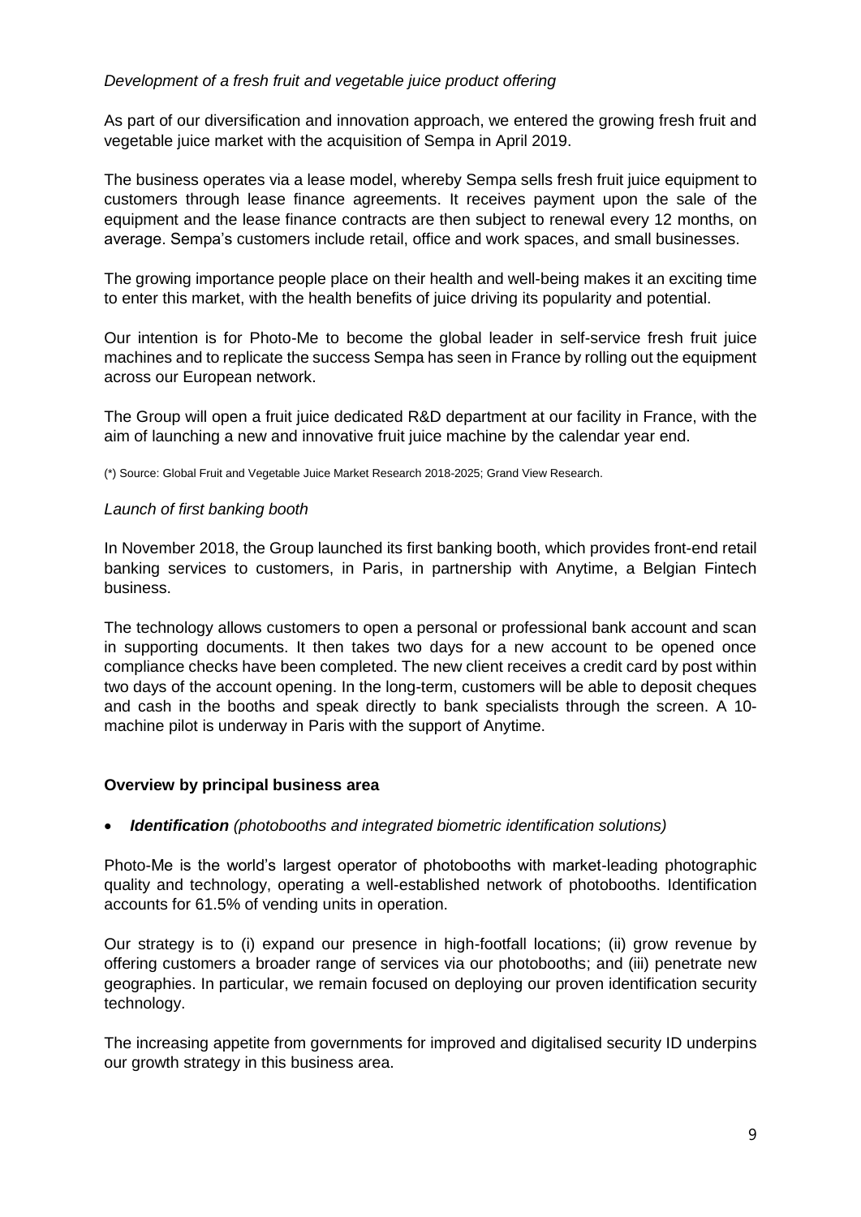*Development of a fresh fruit and vegetable juice product offering*

As part of our diversification and innovation approach, we entered the growing fresh fruit and vegetable juice market with the acquisition of Sempa in April 2019.

The business operates via a lease model, whereby Sempa sells fresh fruit juice equipment to customers through lease finance agreements. It receives payment upon the sale of the equipment and the lease finance contracts are then subject to renewal every 12 months, on average. Sempa's customers include retail, office and work spaces, and small businesses.

The growing importance people place on their health and well-being makes it an exciting time to enter this market, with the health benefits of juice driving its popularity and potential.

Our intention is for Photo-Me to become the global leader in self-service fresh fruit juice machines and to replicate the success Sempa has seen in France by rolling out the equipment across our European network.

The Group will open a fruit juice dedicated R&D department at our facility in France, with the aim of launching a new and innovative fruit juice machine by the calendar year end.

(*) Source: Global Fruit and Vegetable Juice Market Research 2018-2025; Grand View Research.

*Launch of first banking booth*

In November 2018, the Group launched its first banking booth, which provides front-end retail banking services to customers, in Paris, in partnership with Anytime, a Belgian Fintech business.

The technology allows customers to open a personal or professional bank account and scan in supporting documents. It then takes two days for a new account to be opened once compliance checks have been completed. The new client receives a credit card by post within two days of the account opening. In the long-term, customers will be able to deposit cheques and cash in the booths and speak directly to bank specialists through the screen. A 10-machine pilot is underway in Paris with the support of Anytime.

**Overview by principal business area**

- ***Identification*** *(photobooths and integrated biometric identification solutions)*

Photo-Me is the world's largest operator of photobooths with market-leading photographic quality and technology, operating a well-established network of photobooths. Identification accounts for 61.5% of vending units in operation.

Our strategy is to (i) expand our presence in high-footfall locations; (ii) grow revenue by offering customers a broader range of services via our photobooths; and (iii) penetrate new geographies. In particular, we remain focused on deploying our proven identification security technology.

The increasing appetite from governments for improved and digitalised security ID underpins our growth strategy in this business area.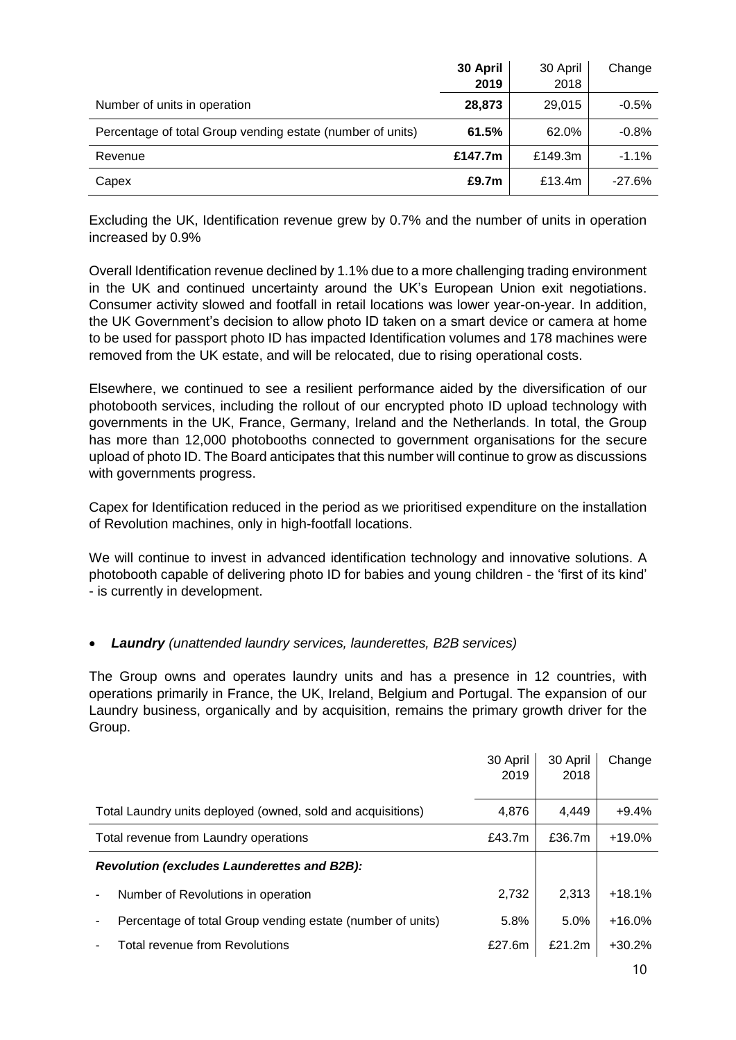| | **30 April 2019** | 30 April 2018 | Change |
|---|---|---|---|
| Number of units in operation | **28,873** | 29,015 | -0.5% |
| Percentage of total Group vending estate (number of units) | **61.5%** | 62.0% | -0.8% |
| Revenue | **£147.7m** | £149.3m | -1.1% |
| Capex | **£9.7m** | £13.4m | -27.6% |

Excluding the UK, Identification revenue grew by 0.7% and the number of units in operation increased by 0.9%

Overall Identification revenue declined by 1.1% due to a more challenging trading environment in the UK and continued uncertainty around the UK's European Union exit negotiations. Consumer activity slowed and footfall in retail locations was lower year-on-year. In addition, the UK Government's decision to allow photo ID taken on a smart device or camera at home to be used for passport photo ID has impacted Identification volumes and 178 machines were removed from the UK estate, and will be relocated, due to rising operational costs.

Elsewhere, we continued to see a resilient performance aided by the diversification of our photobooth services, including the rollout of our encrypted photo ID upload technology with governments in the UK, France, Germany, Ireland and the Netherlands. In total, the Group has more than 12,000 photobooths connected to government organisations for the secure upload of photo ID. The Board anticipates that this number will continue to grow as discussions with governments progress.

Capex for Identification reduced in the period as we prioritised expenditure on the installation of Revolution machines, only in high-footfall locations.

We will continue to invest in advanced identification technology and innovative solutions. A photobooth capable of delivering photo ID for babies and young children - the 'first of its kind' - is currently in development.

- ***Laundry*** *(unattended laundry services, launderettes, B2B services)*

The Group owns and operates laundry units and has a presence in 12 countries, with operations primarily in France, the UK, Ireland, Belgium and Portugal. The expansion of our Laundry business, organically and by acquisition, remains the primary growth driver for the Group.

| | 30 April 2019 | 30 April 2018 | Change |
|---|---|---|---|
| Total Laundry units deployed (owned, sold and acquisitions) | 4,876 | 4,449 | +9.4% |
| Total revenue from Laundry operations | £43.7m | £36.7m | +19.0% |
| ***Revolution (excludes Launderettes and B2B):*** | | | |
| - Number of Revolutions in operation | 2,732 | 2,313 | +18.1% |
| - Percentage of total Group vending estate (number of units) | 5.8% | 5.0% | +16.0% |
| - Total revenue from Revolutions | £27.6m | £21.2m | +30.2% |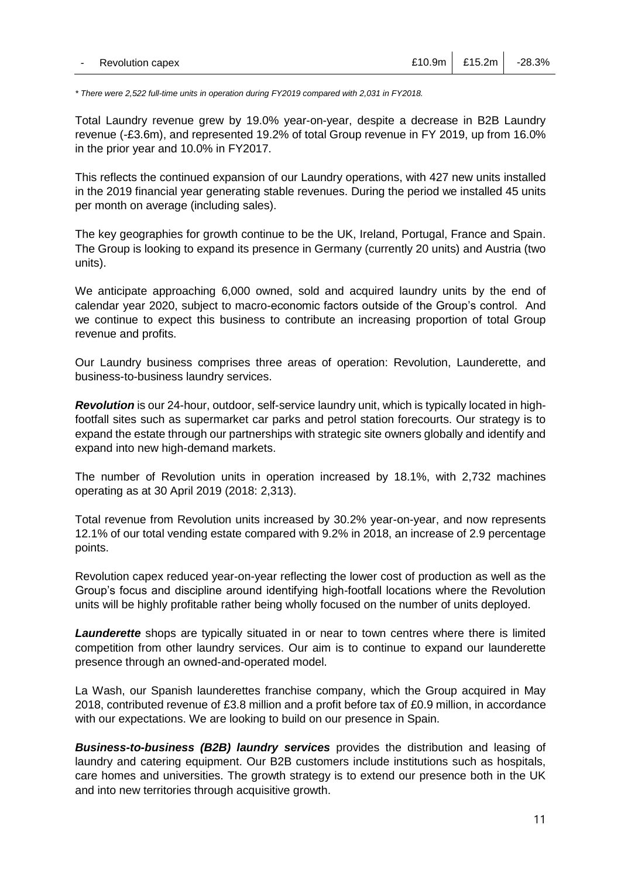| - Revolution capex | £10.9m | £15.2m | -28.3% |
|---|---|---|---|

*\* There were 2,522 full-time units in operation during FY2019 compared with 2,031 in FY2018.*

Total Laundry revenue grew by 19.0% year-on-year, despite a decrease in B2B Laundry revenue (-£3.6m), and represented 19.2% of total Group revenue in FY 2019, up from 16.0% in the prior year and 10.0% in FY2017.

This reflects the continued expansion of our Laundry operations, with 427 new units installed in the 2019 financial year generating stable revenues. During the period we installed 45 units per month on average (including sales).

The key geographies for growth continue to be the UK, Ireland, Portugal, France and Spain. The Group is looking to expand its presence in Germany (currently 20 units) and Austria (two units).

We anticipate approaching 6,000 owned, sold and acquired laundry units by the end of calendar year 2020, subject to macro-economic factors outside of the Group's control. And we continue to expect this business to contribute an increasing proportion of total Group revenue and profits.

Our Laundry business comprises three areas of operation: Revolution, Launderette, and business-to-business laundry services.

***Revolution*** is our 24-hour, outdoor, self-service laundry unit, which is typically located in high-footfall sites such as supermarket car parks and petrol station forecourts. Our strategy is to expand the estate through our partnerships with strategic site owners globally and identify and expand into new high-demand markets.

The number of Revolution units in operation increased by 18.1%, with 2,732 machines operating as at 30 April 2019 (2018: 2,313).

Total revenue from Revolution units increased by 30.2% year-on-year, and now represents 12.1% of our total vending estate compared with 9.2% in 2018, an increase of 2.9 percentage points.

Revolution capex reduced year-on-year reflecting the lower cost of production as well as the Group's focus and discipline around identifying high-footfall locations where the Revolution units will be highly profitable rather being wholly focused on the number of units deployed.

***Launderette*** shops are typically situated in or near to town centres where there is limited competition from other laundry services. Our aim is to continue to expand our launderette presence through an owned-and-operated model.

La Wash, our Spanish launderettes franchise company, which the Group acquired in May 2018, contributed revenue of £3.8 million and a profit before tax of £0.9 million, in accordance with our expectations. We are looking to build on our presence in Spain.

***Business-to-business (B2B) laundry services*** provides the distribution and leasing of laundry and catering equipment. Our B2B customers include institutions such as hospitals, care homes and universities. The growth strategy is to extend our presence both in the UK and into new territories through acquisitive growth.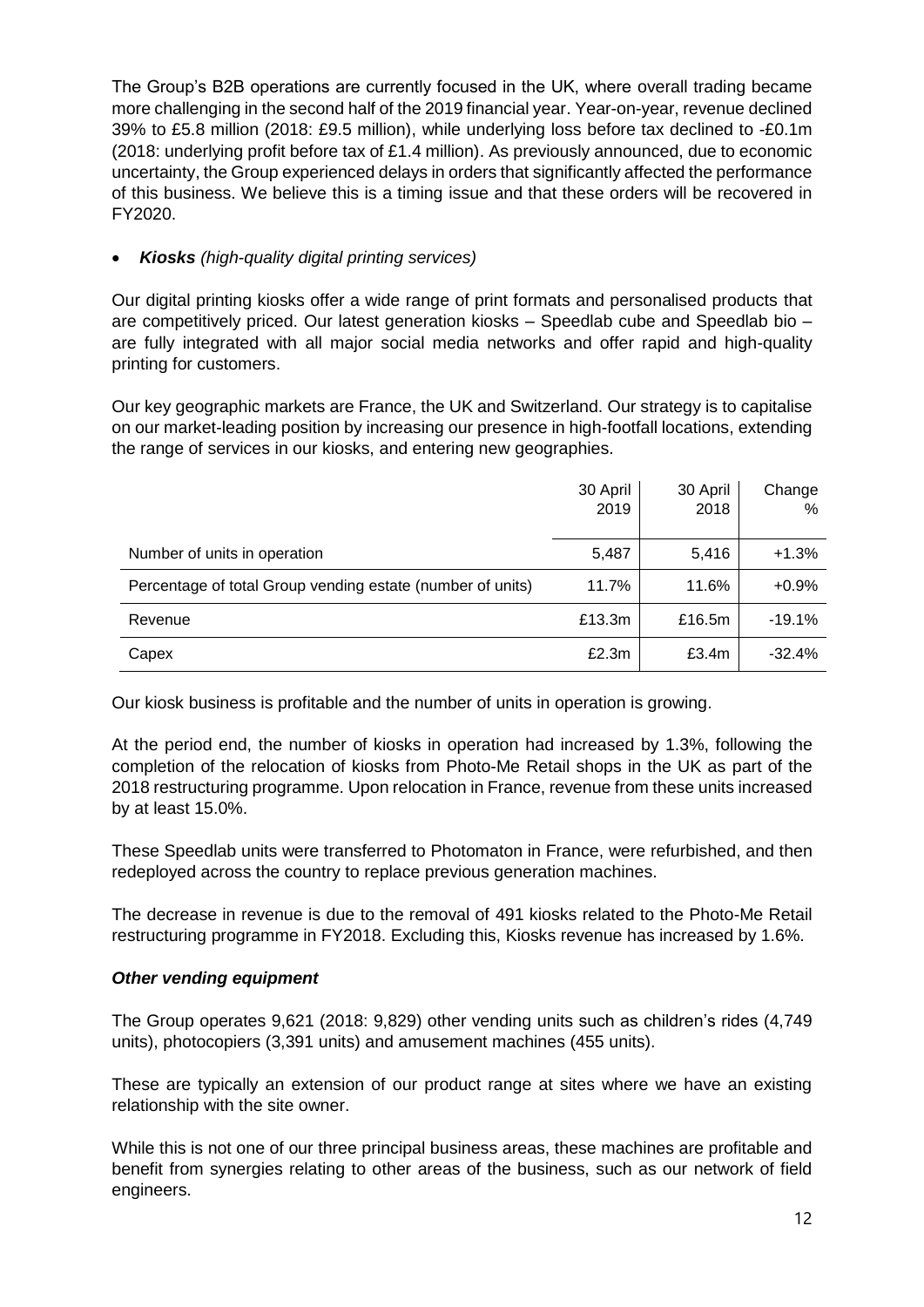The Group's B2B operations are currently focused in the UK, where overall trading became more challenging in the second half of the 2019 financial year. Year-on-year, revenue declined 39% to £5.8 million (2018: £9.5 million), while underlying loss before tax declined to -£0.1m (2018: underlying profit before tax of £1.4 million). As previously announced, due to economic uncertainty, the Group experienced delays in orders that significantly affected the performance of this business. We believe this is a timing issue and that these orders will be recovered in FY2020.

- ***Kiosks*** *(high-quality digital printing services)*

Our digital printing kiosks offer a wide range of print formats and personalised products that are competitively priced. Our latest generation kiosks – Speedlab cube and Speedlab bio – are fully integrated with all major social media networks and offer rapid and high-quality printing for customers.

Our key geographic markets are France, the UK and Switzerland. Our strategy is to capitalise on our market-leading position by increasing our presence in high-footfall locations, extending the range of services in our kiosks, and entering new geographies.

| | 30 April 2019 | 30 April 2018 | Change % |
|---|---|---|---|
| Number of units in operation | 5,487 | 5,416 | +1.3% |
| Percentage of total Group vending estate (number of units) | 11.7% | 11.6% | +0.9% |
| Revenue | £13.3m | £16.5m | -19.1% |
| Capex | £2.3m | £3.4m | -32.4% |

Our kiosk business is profitable and the number of units in operation is growing.

At the period end, the number of kiosks in operation had increased by 1.3%, following the completion of the relocation of kiosks from Photo-Me Retail shops in the UK as part of the 2018 restructuring programme. Upon relocation in France, revenue from these units increased by at least 15.0%.

These Speedlab units were transferred to Photomaton in France, were refurbished, and then redeployed across the country to replace previous generation machines.

The decrease in revenue is due to the removal of 491 kiosks related to the Photo-Me Retail restructuring programme in FY2018. Excluding this, Kiosks revenue has increased by 1.6%.

***Other vending equipment***

The Group operates 9,621 (2018: 9,829) other vending units such as children's rides (4,749 units), photocopiers (3,391 units) and amusement machines (455 units).

These are typically an extension of our product range at sites where we have an existing relationship with the site owner.

While this is not one of our three principal business areas, these machines are profitable and benefit from synergies relating to other areas of the business, such as our network of field engineers.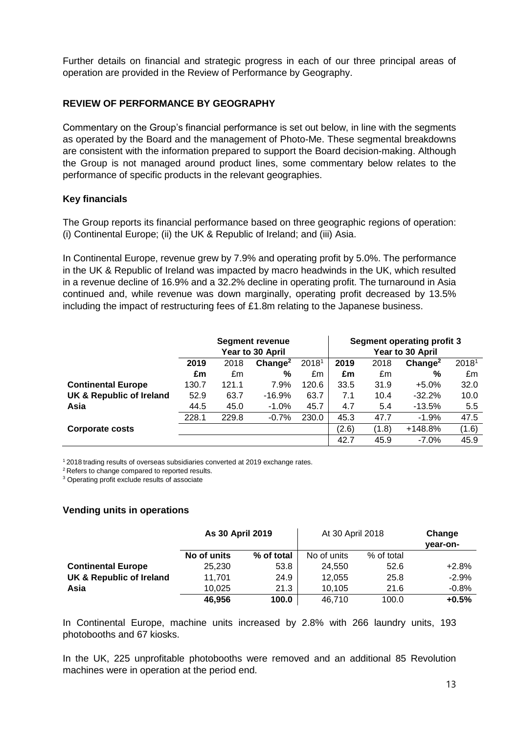Further details on financial and strategic progress in each of our three principal areas of operation are provided in the Review of Performance by Geography.

## REVIEW OF PERFORMANCE BY GEOGRAPHY

Commentary on the Group's financial performance is set out below, in line with the segments as operated by the Board and the management of Photo-Me. These segmental breakdowns are consistent with the information prepared to support the Board decision-making. Although the Group is not managed around product lines, some commentary below relates to the performance of specific products in the relevant geographies.

### Key financials

The Group reports its financial performance based on three geographic regions of operation: (i) Continental Europe; (ii) the UK & Republic of Ireland; and (iii) Asia.

In Continental Europe, revenue grew by 7.9% and operating profit by 5.0%. The performance in the UK & Republic of Ireland was impacted by macro headwinds in the UK, which resulted in a revenue decline of 16.9% and a 32.2% decline in operating profit. The turnaround in Asia continued and, while revenue was down marginally, operating profit decreased by 13.5% including the impact of restructuring fees of £1.8m relating to the Japanese business.

| | **Segment revenue Year to 30 April** | | | | **Segment operating profit 3 Year to 30 April** | | | |
|---|---|---|---|---|---|---|---|---|
| | **2019** | 2018 | **Change[2]** | 2018[1] | **2019** | 2018 | **Change[2]** | 2018[1] |
| | **£m** | £m | **%** | £m | **£m** | £m | **%** | £m |
| **Continental Europe** | 130.7 | 121.1 | 7.9% | 120.6 | 33.5 | 31.9 | +5.0% | 32.0 |
| **UK & Republic of Ireland** | 52.9 | 63.7 | -16.9% | 63.7 | 7.1 | 10.4 | -32.2% | 10.0 |
| **Asia** | 44.5 | 45.0 | -1.0% | 45.7 | 4.7 | 5.4 | -13.5% | 5.5 |
| | 228.1 | 229.8 | -0.7% | 230.0 | 45.3 | 47.7 | -1.9% | 47.5 |
| **Corporate costs** | | | | | (2.6) | (1.8) | +148.8% | (1.6) |
| | | | | | 42.7 | 45.9 | -7.0% | 45.9 |

[1] 2018 trading results of overseas subsidiaries converted at 2019 exchange rates.
[2] Refers to change compared to reported results.
[3] Operating profit exclude results of associate

### Vending units in operations

| | **As 30 April 2019** | | At 30 April 2018 | | **Change year-on-** |
|---|---|---|---|---|---|
| | **No of units** | **% of total** | No of units | % of total | |
| **Continental Europe** | 25,230 | 53.8 | 24,550 | 52.6 | +2.8% |
| **UK & Republic of Ireland** | 11,701 | 24.9 | 12,055 | 25.8 | -2.9% |
| **Asia** | 10,025 | 21.3 | 10,105 | 21.6 | -0.8% |
| | **46,956** | **100.0** | 46,710 | 100.0 | **+0.5%** |

In Continental Europe, machine units increased by 2.8% with 266 laundry units, 193 photobooths and 67 kiosks.

In the UK, 225 unprofitable photobooths were removed and an additional 85 Revolution machines were in operation at the period end.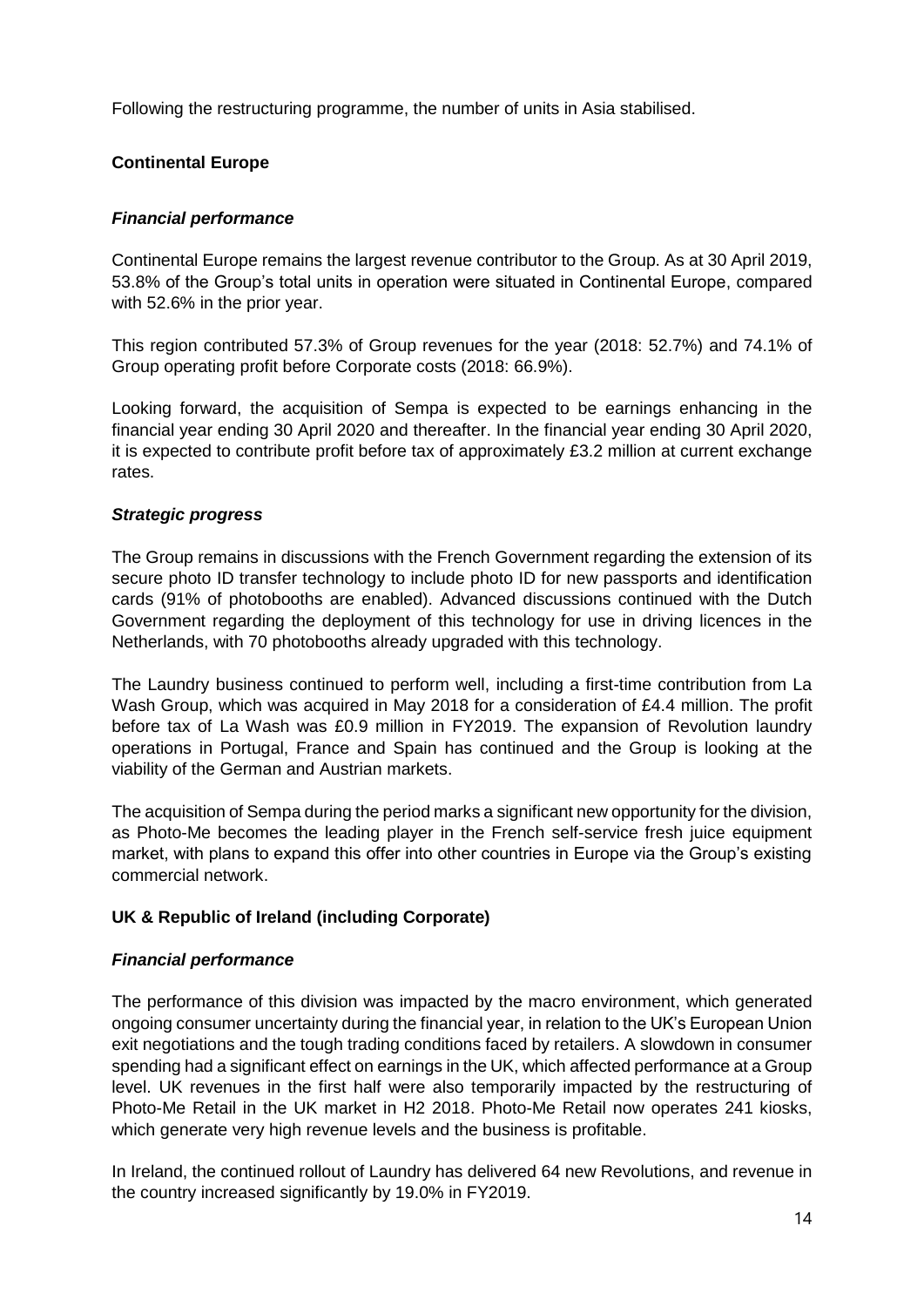Following the restructuring programme, the number of units in Asia stabilised.

## Continental Europe

### *Financial performance*

Continental Europe remains the largest revenue contributor to the Group. As at 30 April 2019, 53.8% of the Group's total units in operation were situated in Continental Europe, compared with 52.6% in the prior year.

This region contributed 57.3% of Group revenues for the year (2018: 52.7%) and 74.1% of Group operating profit before Corporate costs (2018: 66.9%).

Looking forward, the acquisition of Sempa is expected to be earnings enhancing in the financial year ending 30 April 2020 and thereafter. In the financial year ending 30 April 2020, it is expected to contribute profit before tax of approximately £3.2 million at current exchange rates.

### *Strategic progress*

The Group remains in discussions with the French Government regarding the extension of its secure photo ID transfer technology to include photo ID for new passports and identification cards (91% of photobooths are enabled). Advanced discussions continued with the Dutch Government regarding the deployment of this technology for use in driving licences in the Netherlands, with 70 photobooths already upgraded with this technology.

The Laundry business continued to perform well, including a first-time contribution from La Wash Group, which was acquired in May 2018 for a consideration of £4.4 million. The profit before tax of La Wash was £0.9 million in FY2019. The expansion of Revolution laundry operations in Portugal, France and Spain has continued and the Group is looking at the viability of the German and Austrian markets.

The acquisition of Sempa during the period marks a significant new opportunity for the division, as Photo-Me becomes the leading player in the French self-service fresh juice equipment market, with plans to expand this offer into other countries in Europe via the Group's existing commercial network.

## UK & Republic of Ireland (including Corporate)

### *Financial performance*

The performance of this division was impacted by the macro environment, which generated ongoing consumer uncertainty during the financial year, in relation to the UK's European Union exit negotiations and the tough trading conditions faced by retailers. A slowdown in consumer spending had a significant effect on earnings in the UK, which affected performance at a Group level. UK revenues in the first half were also temporarily impacted by the restructuring of Photo-Me Retail in the UK market in H2 2018. Photo-Me Retail now operates 241 kiosks, which generate very high revenue levels and the business is profitable.

In Ireland, the continued rollout of Laundry has delivered 64 new Revolutions, and revenue in the country increased significantly by 19.0% in FY2019.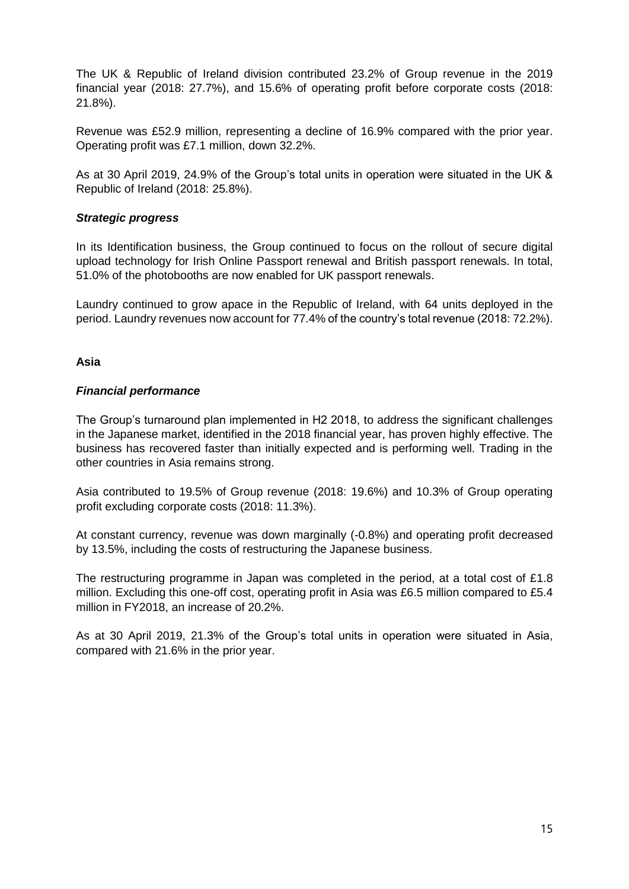The UK & Republic of Ireland division contributed 23.2% of Group revenue in the 2019 financial year (2018: 27.7%), and 15.6% of operating profit before corporate costs (2018: 21.8%).

Revenue was £52.9 million, representing a decline of 16.9% compared with the prior year. Operating profit was £7.1 million, down 32.2%.

As at 30 April 2019, 24.9% of the Group's total units in operation were situated in the UK & Republic of Ireland (2018: 25.8%).

***Strategic progress***

In its Identification business, the Group continued to focus on the rollout of secure digital upload technology for Irish Online Passport renewal and British passport renewals. In total, 51.0% of the photobooths are now enabled for UK passport renewals.

Laundry continued to grow apace in the Republic of Ireland, with 64 units deployed in the period. Laundry revenues now account for 77.4% of the country's total revenue (2018: 72.2%).

**Asia**

***Financial performance***

The Group's turnaround plan implemented in H2 2018, to address the significant challenges in the Japanese market, identified in the 2018 financial year, has proven highly effective. The business has recovered faster than initially expected and is performing well. Trading in the other countries in Asia remains strong.

Asia contributed to 19.5% of Group revenue (2018: 19.6%) and 10.3% of Group operating profit excluding corporate costs (2018: 11.3%).

At constant currency, revenue was down marginally (-0.8%) and operating profit decreased by 13.5%, including the costs of restructuring the Japanese business.

The restructuring programme in Japan was completed in the period, at a total cost of £1.8 million. Excluding this one-off cost, operating profit in Asia was £6.5 million compared to £5.4 million in FY2018, an increase of 20.2%.

As at 30 April 2019, 21.3% of the Group's total units in operation were situated in Asia, compared with 21.6% in the prior year.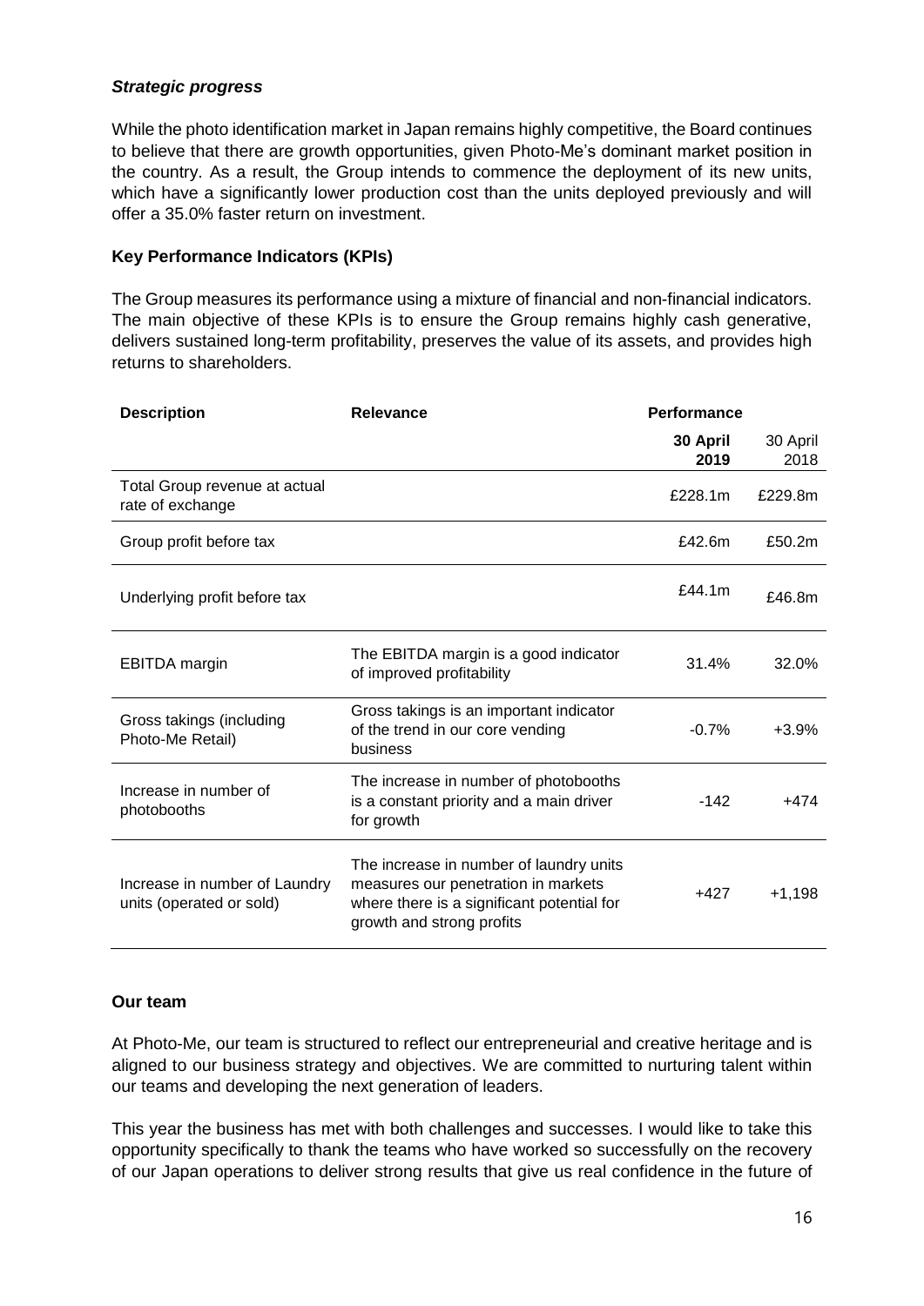***Strategic progress***

While the photo identification market in Japan remains highly competitive, the Board continues to believe that there are growth opportunities, given Photo-Me's dominant market position in the country. As a result, the Group intends to commence the deployment of its new units, which have a significantly lower production cost than the units deployed previously and will offer a 35.0% faster return on investment.

**Key Performance Indicators (KPIs)**

The Group measures its performance using a mixture of financial and non-financial indicators. The main objective of these KPIs is to ensure the Group remains highly cash generative, delivers sustained long-term profitability, preserves the value of its assets, and provides high returns to shareholders.

| Description | Relevance | Performance | |
|---|---|---|---|
| | | **30 April 2019** | 30 April 2018 |
| Total Group revenue at actual rate of exchange | | £228.1m | £229.8m |
| Group profit before tax | | £42.6m | £50.2m |
| Underlying profit before tax | | £44.1m | £46.8m |
| EBITDA margin | The EBITDA margin is a good indicator of improved profitability | 31.4% | 32.0% |
| Gross takings (including Photo-Me Retail) | Gross takings is an important indicator of the trend in our core vending business | -0.7% | +3.9% |
| Increase in number of photobooths | The increase in number of photobooths is a constant priority and a main driver for growth | -142 | +474 |
| Increase in number of Laundry units (operated or sold) | The increase in number of laundry units measures our penetration in markets where there is a significant potential for growth and strong profits | +427 | +1,198 |

**Our team**

At Photo-Me, our team is structured to reflect our entrepreneurial and creative heritage and is aligned to our business strategy and objectives. We are committed to nurturing talent within our teams and developing the next generation of leaders.

This year the business has met with both challenges and successes. I would like to take this opportunity specifically to thank the teams who have worked so successfully on the recovery of our Japan operations to deliver strong results that give us real confidence in the future of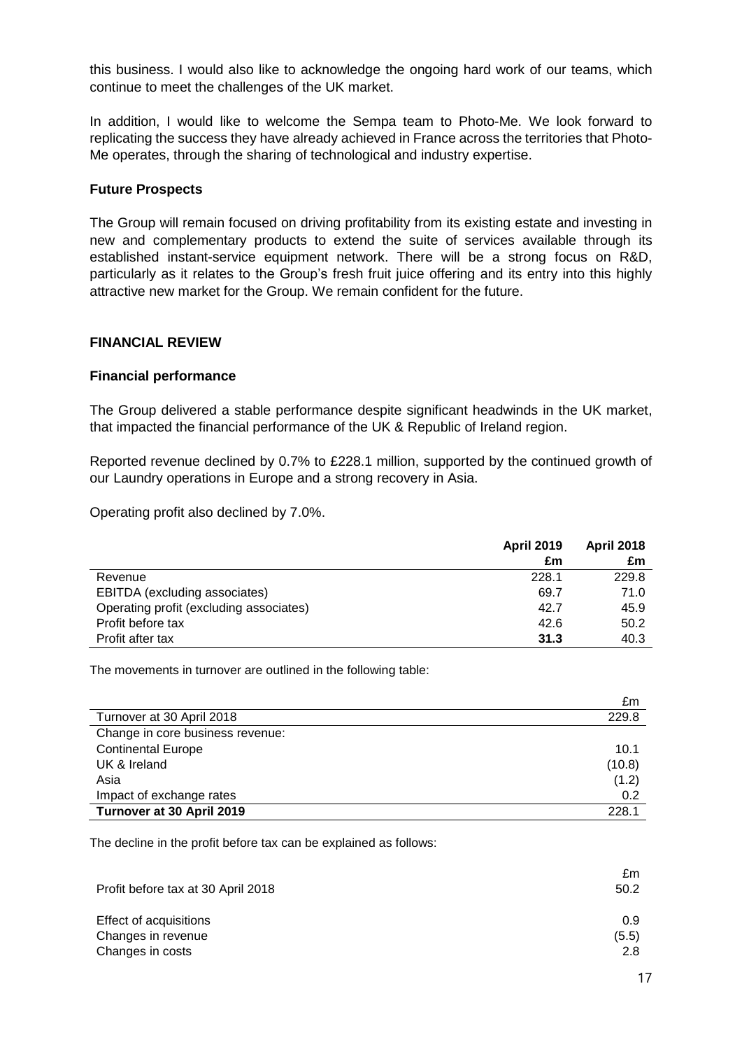this business. I would also like to acknowledge the ongoing hard work of our teams, which continue to meet the challenges of the UK market.

In addition, I would like to welcome the Sempa team to Photo-Me. We look forward to replicating the success they have already achieved in France across the territories that Photo-Me operates, through the sharing of technological and industry expertise.

**Future Prospects**

The Group will remain focused on driving profitability from its existing estate and investing in new and complementary products to extend the suite of services available through its established instant-service equipment network. There will be a strong focus on R&D, particularly as it relates to the Group's fresh fruit juice offering and its entry into this highly attractive new market for the Group. We remain confident for the future.

## FINANCIAL REVIEW

**Financial performance**

The Group delivered a stable performance despite significant headwinds in the UK market, that impacted the financial performance of the UK & Republic of Ireland region.

Reported revenue declined by 0.7% to £228.1 million, supported by the continued growth of our Laundry operations in Europe and a strong recovery in Asia.

Operating profit also declined by 7.0%.

| | **April 2019** | **April 2018** |
|---|---|---|
| | **£m** | **£m** |
| Revenue | 228.1 | 229.8 |
| EBITDA (excluding associates) | 69.7 | 71.0 |
| Operating profit (excluding associates) | 42.7 | 45.9 |
| Profit before tax | 42.6 | 50.2 |
| Profit after tax | **31.3** | 40.3 |

The movements in turnover are outlined in the following table:

| | £m |
|---|---|
| Turnover at 30 April 2018 | 229.8 |
| Change in core business revenue: | |
| Continental Europe | 10.1 |
| UK & Ireland | (10.8) |
| Asia | (1.2) |
| Impact of exchange rates | 0.2 |
| **Turnover at 30 April 2019** | 228.1 |

The decline in the profit before tax can be explained as follows:

| | £m |
|---|---|
| Profit before tax at 30 April 2018 | 50.2 |
| Effect of acquisitions | 0.9 |
| Changes in revenue | (5.5) |
| Changes in costs | 2.8 |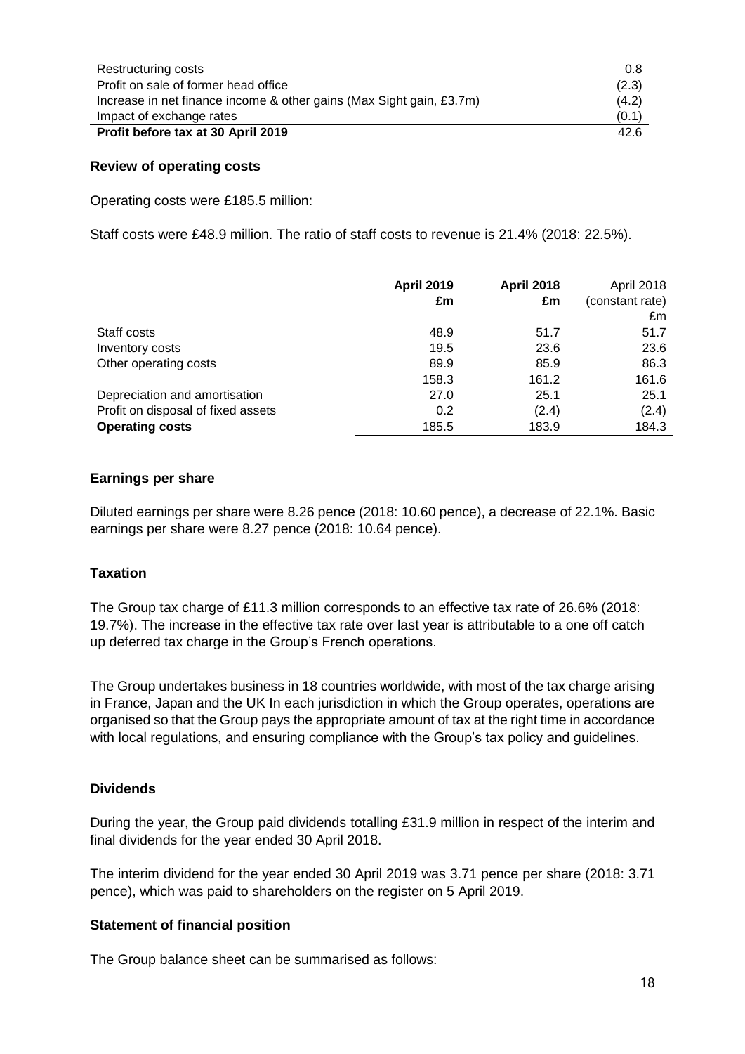| | |
|---|---|
| Restructuring costs | 0.8 |
| Profit on sale of former head office | (2.3) |
| Increase in net finance income & other gains (Max Sight gain, £3.7m) | (4.2) |
| Impact of exchange rates | (0.1) |
| **Profit before tax at 30 April 2019** | 42.6 |

**Review of operating costs**

Operating costs were £185.5 million:

Staff costs were £48.9 million. The ratio of staff costs to revenue is 21.4% (2018: 22.5%).

| | **April 2019 £m** | **April 2018 £m** | April 2018 (constant rate) £m |
|---|---|---|---|
| Staff costs | 48.9 | 51.7 | 51.7 |
| Inventory costs | 19.5 | 23.6 | 23.6 |
| Other operating costs | 89.9 | 85.9 | 86.3 |
| | 158.3 | 161.2 | 161.6 |
| Depreciation and amortisation | 27.0 | 25.1 | 25.1 |
| Profit on disposal of fixed assets | 0.2 | (2.4) | (2.4) |
| **Operating costs** | 185.5 | 183.9 | 184.3 |

**Earnings per share**

Diluted earnings per share were 8.26 pence (2018: 10.60 pence), a decrease of 22.1%. Basic earnings per share were 8.27 pence (2018: 10.64 pence).

**Taxation**

The Group tax charge of £11.3 million corresponds to an effective tax rate of 26.6% (2018: 19.7%). The increase in the effective tax rate over last year is attributable to a one off catch up deferred tax charge in the Group's French operations.

The Group undertakes business in 18 countries worldwide, with most of the tax charge arising in France, Japan and the UK In each jurisdiction in which the Group operates, operations are organised so that the Group pays the appropriate amount of tax at the right time in accordance with local regulations, and ensuring compliance with the Group's tax policy and guidelines.

**Dividends**

During the year, the Group paid dividends totalling £31.9 million in respect of the interim and final dividends for the year ended 30 April 2018.

The interim dividend for the year ended 30 April 2019 was 3.71 pence per share (2018: 3.71 pence), which was paid to shareholders on the register on 5 April 2019.

**Statement of financial position**

The Group balance sheet can be summarised as follows: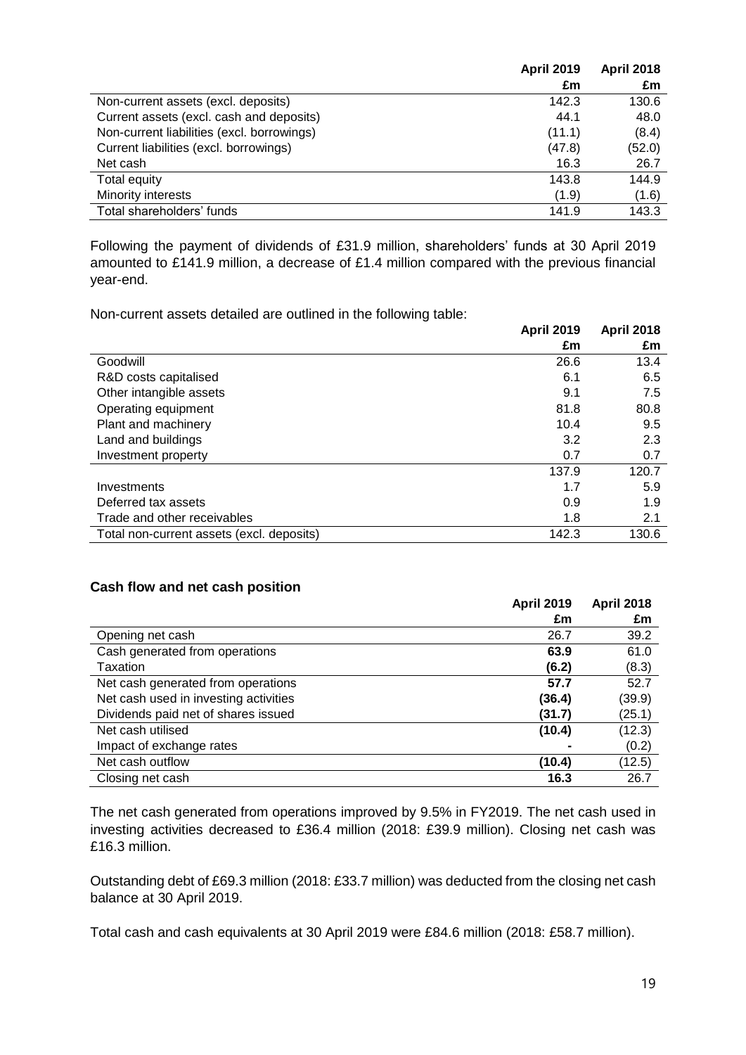| | April 2019 | April 2018 |
|---|---|---|
| | £m | £m |
| Non-current assets (excl. deposits) | 142.3 | 130.6 |
| Current assets (excl. cash and deposits) | 44.1 | 48.0 |
| Non-current liabilities (excl. borrowings) | (11.1) | (8.4) |
| Current liabilities (excl. borrowings) | (47.8) | (52.0) |
| Net cash | 16.3 | 26.7 |
| Total equity | 143.8 | 144.9 |
| Minority interests | (1.9) | (1.6) |
| Total shareholders' funds | 141.9 | 143.3 |

Following the payment of dividends of £31.9 million, shareholders' funds at 30 April 2019 amounted to £141.9 million, a decrease of £1.4 million compared with the previous financial year-end.

Non-current assets detailed are outlined in the following table:

| | April 2019 | April 2018 |
|---|---|---|
| | £m | £m |
| Goodwill | 26.6 | 13.4 |
| R&D costs capitalised | 6.1 | 6.5 |
| Other intangible assets | 9.1 | 7.5 |
| Operating equipment | 81.8 | 80.8 |
| Plant and machinery | 10.4 | 9.5 |
| Land and buildings | 3.2 | 2.3 |
| Investment property | 0.7 | 0.7 |
| | 137.9 | 120.7 |
| Investments | 1.7 | 5.9 |
| Deferred tax assets | 0.9 | 1.9 |
| Trade and other receivables | 1.8 | 2.1 |
| Total non-current assets (excl. deposits) | 142.3 | 130.6 |

### Cash flow and net cash position

| | April 2019 | April 2018 |
|---|---|---|
| | £m | £m |
| Opening net cash | 26.7 | 39.2 |
| Cash generated from operations | **63.9** | 61.0 |
| Taxation | **(6.2)** | (8.3) |
| Net cash generated from operations | **57.7** | 52.7 |
| Net cash used in investing activities | **(36.4)** | (39.9) |
| Dividends paid net of shares issued | **(31.7)** | (25.1) |
| Net cash utilised | **(10.4)** | (12.3) |
| Impact of exchange rates | **-** | (0.2) |
| Net cash outflow | **(10.4)** | (12.5) |
| Closing net cash | **16.3** | 26.7 |

The net cash generated from operations improved by 9.5% in FY2019. The net cash used in investing activities decreased to £36.4 million (2018: £39.9 million). Closing net cash was £16.3 million.

Outstanding debt of £69.3 million (2018: £33.7 million) was deducted from the closing net cash balance at 30 April 2019.

Total cash and cash equivalents at 30 April 2019 were £84.6 million (2018: £58.7 million).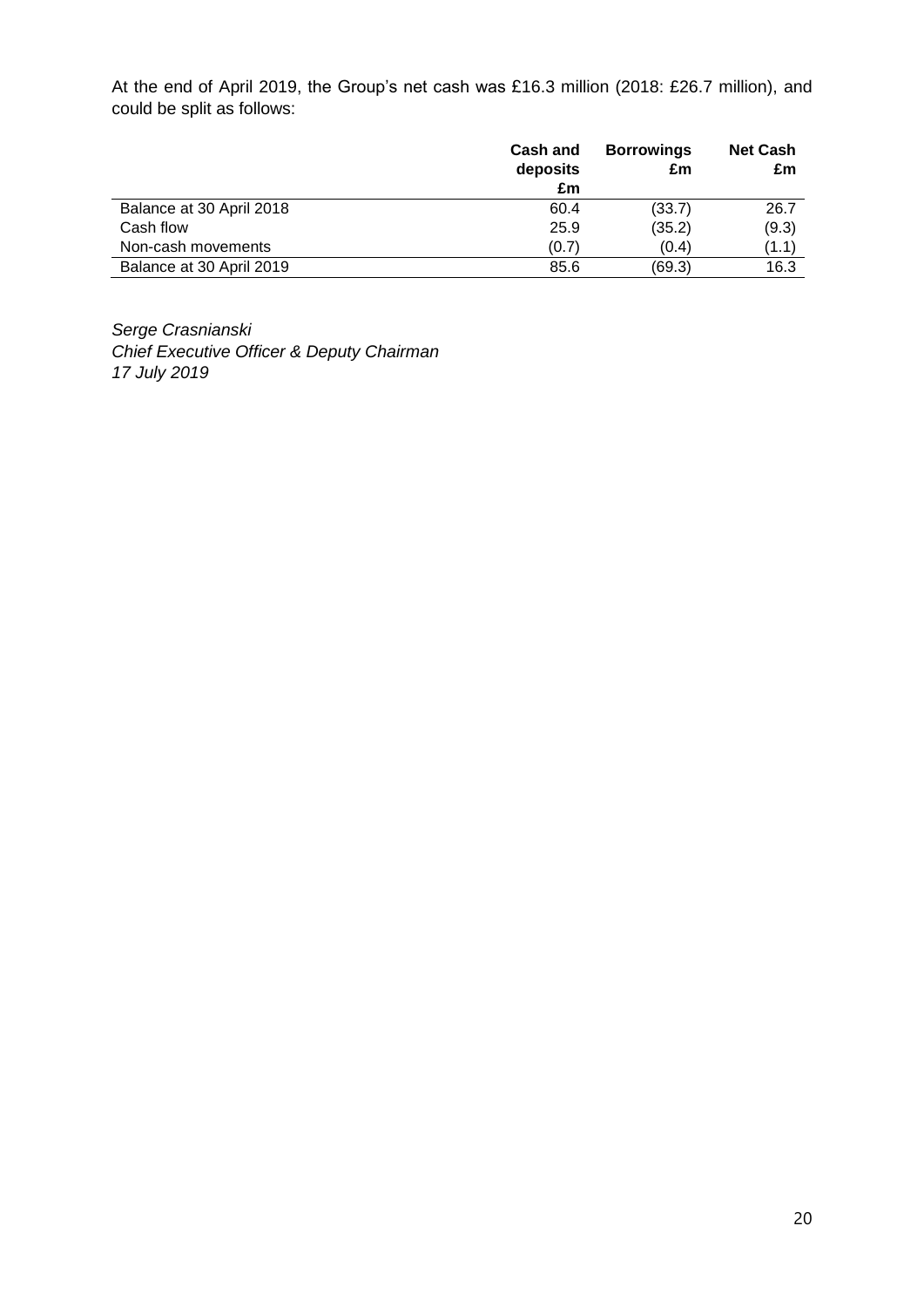At the end of April 2019, the Group's net cash was £16.3 million (2018: £26.7 million), and could be split as follows:

| | Cash and deposits £m | Borrowings £m | Net Cash £m |
|---|---|---|---|
| Balance at 30 April 2018 | 60.4 | (33.7) | 26.7 |
| Cash flow | 25.9 | (35.2) | (9.3) |
| Non-cash movements | (0.7) | (0.4) | (1.1) |
| Balance at 30 April 2019 | 85.6 | (69.3) | 16.3 |

*Serge Crasnianski*
*Chief Executive Officer & Deputy Chairman*
*17 July 2019*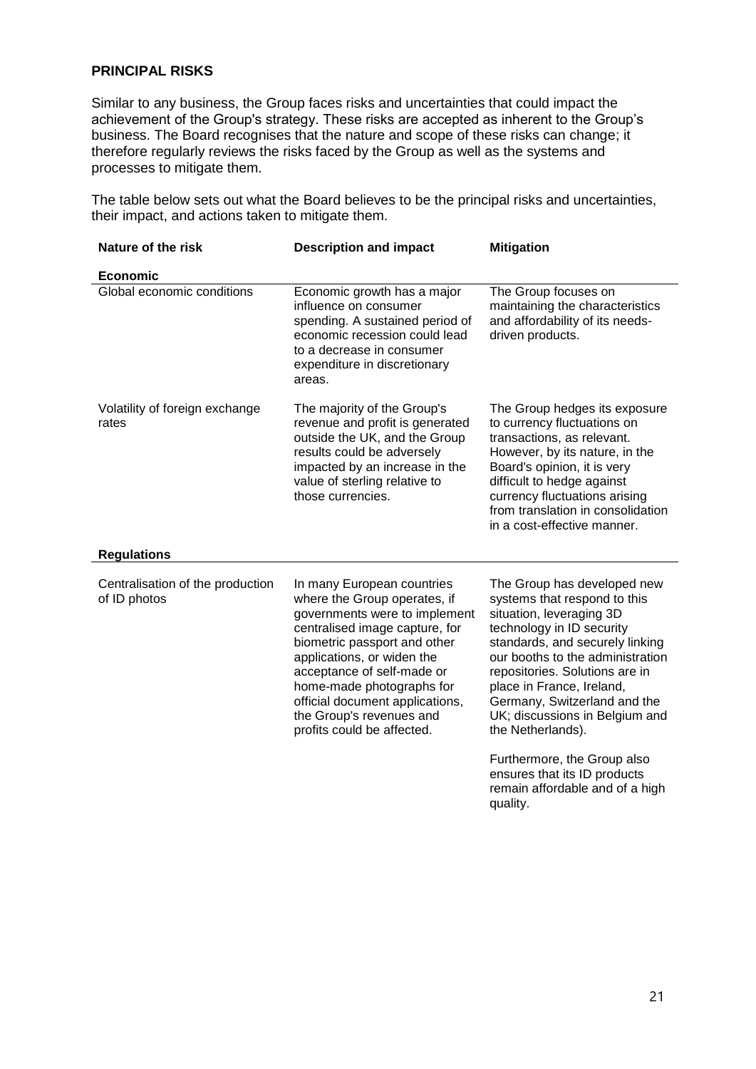## PRINCIPAL RISKS

Similar to any business, the Group faces risks and uncertainties that could impact the achievement of the Group's strategy. These risks are accepted as inherent to the Group's business. The Board recognises that the nature and scope of these risks can change; it therefore regularly reviews the risks faced by the Group as well as the systems and processes to mitigate them.

The table below sets out what the Board believes to be the principal risks and uncertainties, their impact, and actions taken to mitigate them.

| Nature of the risk | Description and impact | Mitigation |
|---|---|---|
| **Economic** | | |
| Global economic conditions | Economic growth has a major influence on consumer spending. A sustained period of economic recession could lead to a decrease in consumer expenditure in discretionary areas. | The Group focuses on maintaining the characteristics and affordability of its needs-driven products. |
| Volatility of foreign exchange rates | The majority of the Group's revenue and profit is generated outside the UK, and the Group results could be adversely impacted by an increase in the value of sterling relative to those currencies. | The Group hedges its exposure to currency fluctuations on transactions, as relevant. However, by its nature, in the Board's opinion, it is very difficult to hedge against currency fluctuations arising from translation in consolidation in a cost-effective manner. |
| **Regulations** | | |
| Centralisation of the production of ID photos | In many European countries where the Group operates, if governments were to implement centralised image capture, for biometric passport and other applications, or widen the acceptance of self-made or home-made photographs for official document applications, the Group's revenues and profits could be affected. | The Group has developed new systems that respond to this situation, leveraging 3D technology in ID security standards, and securely linking our booths to the administration repositories. Solutions are in place in France, Ireland, Germany, Switzerland and the UK; discussions in Belgium and the Netherlands).<br><br>Furthermore, the Group also ensures that its ID products remain affordable and of a high quality. |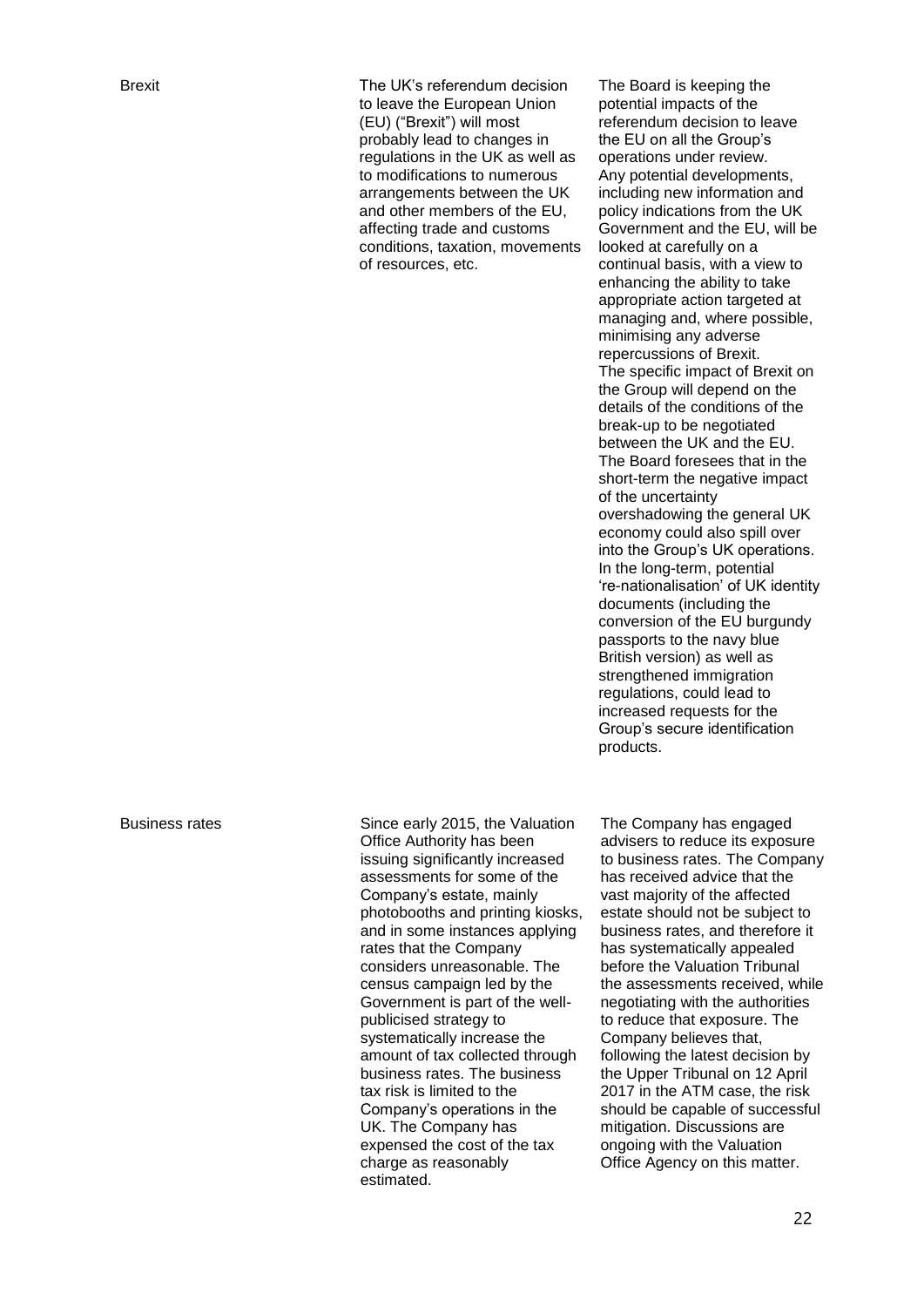| | | |
|---|---|---|
| Brexit | The UK's referendum decision to leave the European Union (EU) ("Brexit") will most probably lead to changes in regulations in the UK as well as to modifications to numerous arrangements between the UK and other members of the EU, affecting trade and customs conditions, taxation, movements of resources, etc. | The Board is keeping the potential impacts of the referendum decision to leave the EU on all the Group's operations under review. Any potential developments, including new information and policy indications from the UK Government and the EU, will be looked at carefully on a continual basis, with a view to enhancing the ability to take appropriate action targeted at managing and, where possible, minimising any adverse repercussions of Brexit. The specific impact of Brexit on the Group will depend on the details of the conditions of the break-up to be negotiated between the UK and the EU. The Board foresees that in the short-term the negative impact of the uncertainty overshadowing the general UK economy could also spill over into the Group's UK operations. In the long-term, potential 're-nationalisation' of UK identity documents (including the conversion of the EU burgundy passports to the navy blue British version) as well as strengthened immigration regulations, could lead to increased requests for the Group's secure identification products. |
| Business rates | Since early 2015, the Valuation Office Authority has been issuing significantly increased assessments for some of the Company's estate, mainly photobooths and printing kiosks, and in some instances applying rates that the Company considers unreasonable. The census campaign led by the Government is part of the well-publicised strategy to systematically increase the amount of tax collected through business rates. The business tax risk is limited to the Company's operations in the UK. The Company has expensed the cost of the tax charge as reasonably estimated. | The Company has engaged advisers to reduce its exposure to business rates. The Company has received advice that the vast majority of the affected estate should not be subject to business rates, and therefore it has systematically appealed before the Valuation Tribunal the assessments received, while negotiating with the authorities to reduce that exposure. The Company believes that, following the latest decision by the Upper Tribunal on 12 April 2017 in the ATM case, the risk should be capable of successful mitigation. Discussions are ongoing with the Valuation Office Agency on this matter. |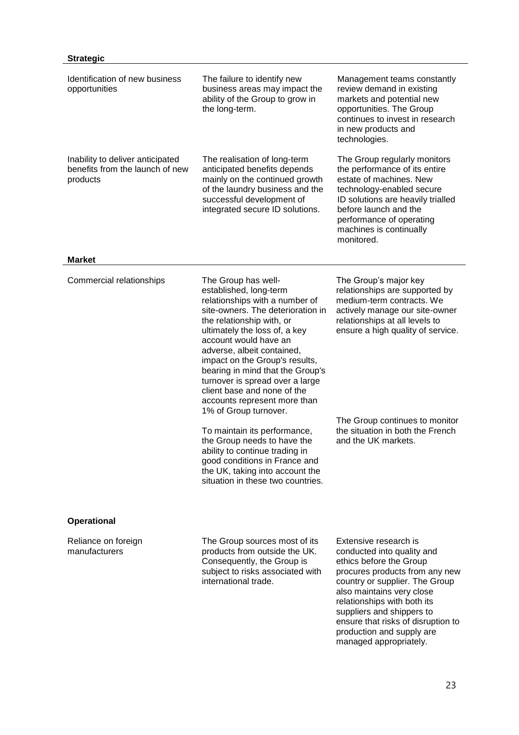**Strategic**

| | | |
|---|---|---|
| Identification of new business opportunities | The failure to identify new business areas may impact the ability of the Group to grow in the long-term. | Management teams constantly review demand in existing markets and potential new opportunities. The Group continues to invest in research in new products and technologies. |
| Inability to deliver anticipated benefits from the launch of new products | The realisation of long-term anticipated benefits depends mainly on the continued growth of the laundry business and the successful development of integrated secure ID solutions. | The Group regularly monitors the performance of its entire estate of machines. New technology-enabled secure ID solutions are heavily trialled before launch and the performance of operating machines is continually monitored. |

**Market**

| | | |
|---|---|---|
| Commercial relationships | The Group has well-established, long-term relationships with a number of site-owners. The deterioration in the relationship with, or ultimately the loss of, a key account would have an adverse, albeit contained, impact on the Group's results, bearing in mind that the Group's turnover is spread over a large client base and none of the accounts represent more than 1% of Group turnover. | The Group's major key relationships are supported by medium-term contracts. We actively manage our site-owner relationships at all levels to ensure a high quality of service. |
| | To maintain its performance, the Group needs to have the ability to continue trading in good conditions in France and the UK, taking into account the situation in these two countries. | The Group continues to monitor the situation in both the French and the UK markets. |

**Operational**

| | | |
|---|---|---|
| Reliance on foreign manufacturers | The Group sources most of its products from outside the UK. Consequently, the Group is subject to risks associated with international trade. | Extensive research is conducted into quality and ethics before the Group procures products from any new country or supplier. The Group also maintains very close relationships with both its suppliers and shippers to ensure that risks of disruption to production and supply are managed appropriately. |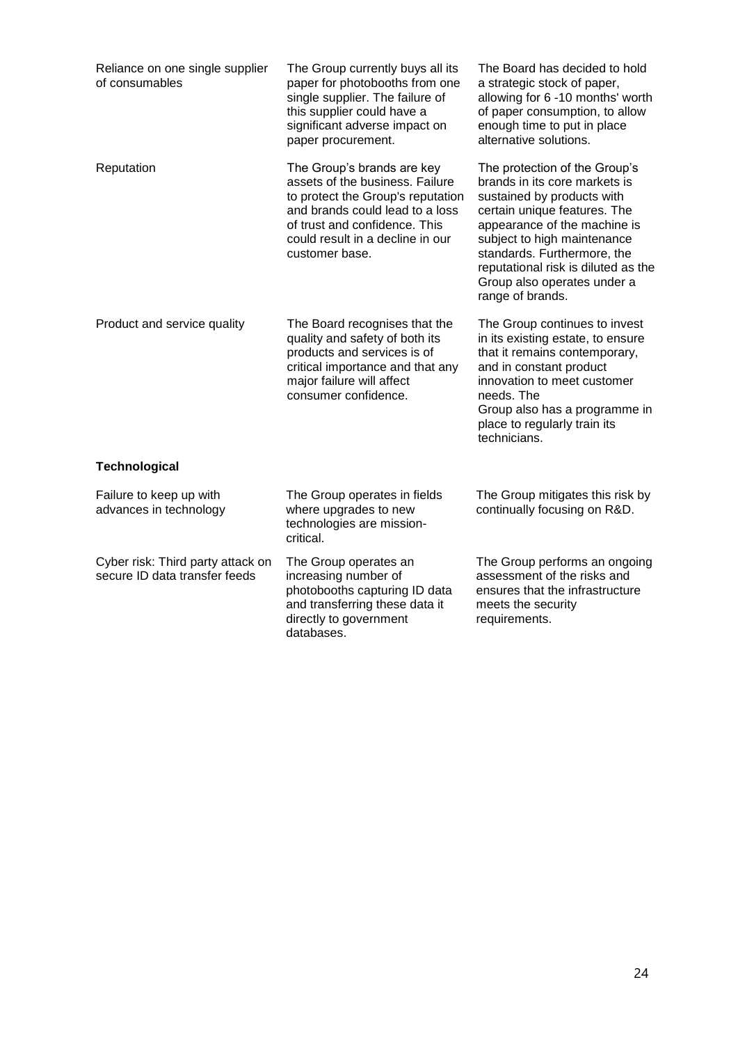| | | |
|---|---|---|
| Reliance on one single supplier of consumables | The Group currently buys all its paper for photobooths from one single supplier. The failure of this supplier could have a significant adverse impact on paper procurement. | The Board has decided to hold a strategic stock of paper, allowing for 6 -10 months' worth of paper consumption, to allow enough time to put in place alternative solutions. |
| Reputation | The Group's brands are key assets of the business. Failure to protect the Group's reputation and brands could lead to a loss of trust and confidence. This could result in a decline in our customer base. | The protection of the Group's brands in its core markets is sustained by products with certain unique features. The appearance of the machine is subject to high maintenance standards. Furthermore, the reputational risk is diluted as the Group also operates under a range of brands. |
| Product and service quality | The Board recognises that the quality and safety of both its products and services is of critical importance and that any major failure will affect consumer confidence. | The Group continues to invest in its existing estate, to ensure that it remains contemporary, and in constant product innovation to meet customer needs. The Group also has a programme in place to regularly train its technicians. |
| **Technological** | | |
| Failure to keep up with advances in technology | The Group operates in fields where upgrades to new technologies are mission-critical. | The Group mitigates this risk by continually focusing on R&D. |
| Cyber risk: Third party attack on secure ID data transfer feeds | The Group operates an increasing number of photobooths capturing ID data and transferring these data it directly to government databases. | The Group performs an ongoing assessment of the risks and ensures that the infrastructure meets the security requirements. |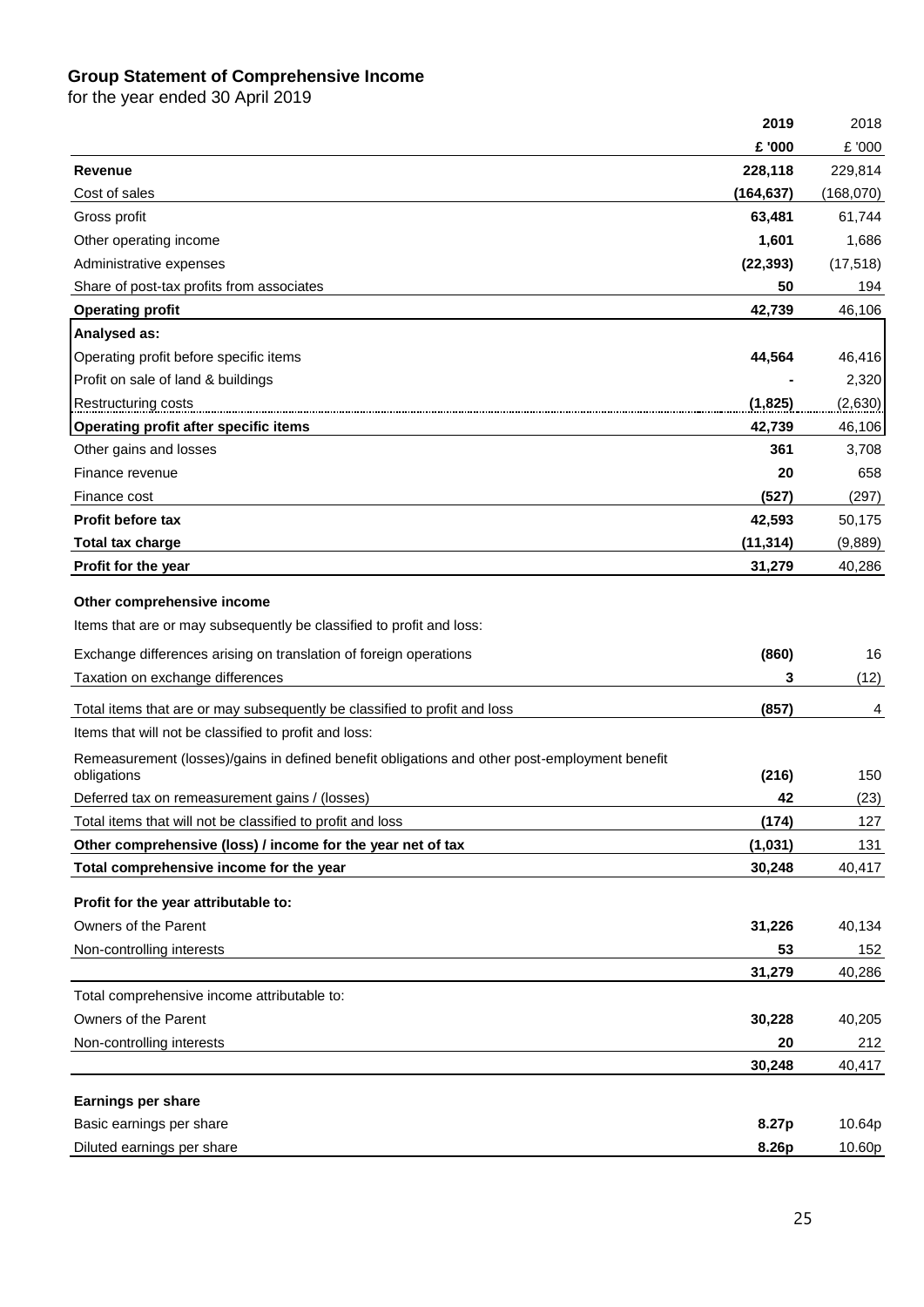## Group Statement of Comprehensive Income

for the year ended 30 April 2019

| | 2019 | 2018 |
|---|---|---|
| | £ '000 | £ '000 |
| **Revenue** | **228,118** | 229,814 |
| Cost of sales | **(164,637)** | (168,070) |
| Gross profit | **63,481** | 61,744 |
| Other operating income | **1,601** | 1,686 |
| Administrative expenses | **(22,393)** | (17,518) |
| Share of post-tax profits from associates | **50** | 194 |
| **Operating profit** | **42,739** | 46,106 |
| **Analysed as:** | | |
| Operating profit before specific items | **44,564** | 46,416 |
| Profit on sale of land & buildings | **-** | 2,320 |
| Restructuring costs | **(1,825)** | (2,630) |
| **Operating profit after specific items** | **42,739** | 46,106 |
| Other gains and losses | **361** | 3,708 |
| Finance revenue | **20** | 658 |
| Finance cost | **(527)** | (297) |
| **Profit before tax** | **42,593** | 50,175 |
| **Total tax charge** | **(11,314)** | (9,889) |
| **Profit for the year** | **31,279** | 40,286 |
| **Other comprehensive income** | | |
| Items that are or may subsequently be classified to profit and loss: | | |
| Exchange differences arising on translation of foreign operations | **(860)** | 16 |
| Taxation on exchange differences | **3** | (12) |
| Total items that are or may subsequently be classified to profit and loss | **(857)** | 4 |
| Items that will not be classified to profit and loss: | | |
| Remeasurement (losses)/gains in defined benefit obligations and other post-employment benefit obligations | **(216)** | 150 |
| Deferred tax on remeasurement gains / (losses) | **42** | (23) |
| Total items that will not be classified to profit and loss | **(174)** | 127 |
| **Other comprehensive (loss) / income for the year net of tax** | **(1,031)** | 131 |
| **Total comprehensive income for the year** | **30,248** | 40,417 |
| **Profit for the year attributable to:** | | |
| Owners of the Parent | **31,226** | 40,134 |
| Non-controlling interests | **53** | 152 |
| | **31,279** | 40,286 |
| Total comprehensive income attributable to: | | |
| Owners of the Parent | **30,228** | 40,205 |
| Non-controlling interests | **20** | 212 |
| | **30,248** | 40,417 |
| **Earnings per share** | | |
| Basic earnings per share | **8.27p** | 10.64p |
| Diluted earnings per share | **8.26p** | 10.60p |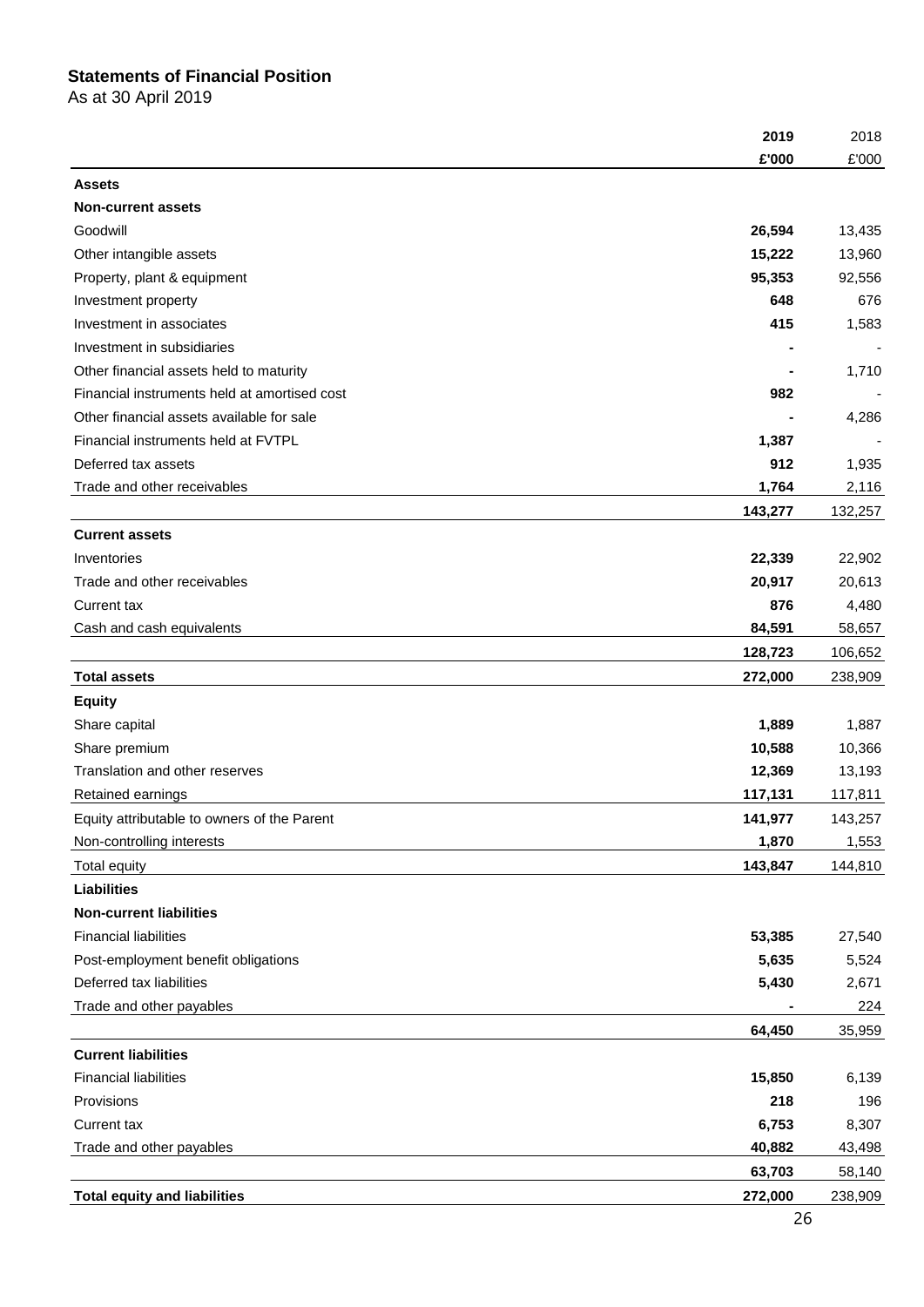## Statements of Financial Position

As at 30 April 2019

| | **2019** | 2018 |
|---|---|---|
| | **£'000** | £'000 |
| **Assets** | | |
| **Non-current assets** | | |
| Goodwill | **26,594** | 13,435 |
| Other intangible assets | **15,222** | 13,960 |
| Property, plant & equipment | **95,353** | 92,556 |
| Investment property | **648** | 676 |
| Investment in associates | **415** | 1,583 |
| Investment in subsidiaries | **-** | - |
| Other financial assets held to maturity | **-** | 1,710 |
| Financial instruments held at amortised cost | **982** | - |
| Other financial assets available for sale | **-** | 4,286 |
| Financial instruments held at FVTPL | **1,387** | - |
| Deferred tax assets | **912** | 1,935 |
| Trade and other receivables | **1,764** | 2,116 |
| | **143,277** | 132,257 |
| **Current assets** | | |
| Inventories | **22,339** | 22,902 |
| Trade and other receivables | **20,917** | 20,613 |
| Current tax | **876** | 4,480 |
| Cash and cash equivalents | **84,591** | 58,657 |
| | **128,723** | 106,652 |
| **Total assets** | **272,000** | 238,909 |
| **Equity** | | |
| Share capital | **1,889** | 1,887 |
| Share premium | **10,588** | 10,366 |
| Translation and other reserves | **12,369** | 13,193 |
| Retained earnings | **117,131** | 117,811 |
| Equity attributable to owners of the Parent | **141,977** | 143,257 |
| Non-controlling interests | **1,870** | 1,553 |
| Total equity | **143,847** | 144,810 |
| **Liabilities** | | |
| **Non-current liabilities** | | |
| Financial liabilities | **53,385** | 27,540 |
| Post-employment benefit obligations | **5,635** | 5,524 |
| Deferred tax liabilities | **5,430** | 2,671 |
| Trade and other payables | **-** | 224 |
| | **64,450** | 35,959 |
| **Current liabilities** | | |
| Financial liabilities | **15,850** | 6,139 |
| Provisions | **218** | 196 |
| Current tax | **6,753** | 8,307 |
| Trade and other payables | **40,882** | 43,498 |
| | **63,703** | 58,140 |
| **Total equity and liabilities** | **272,000** | 238,909 |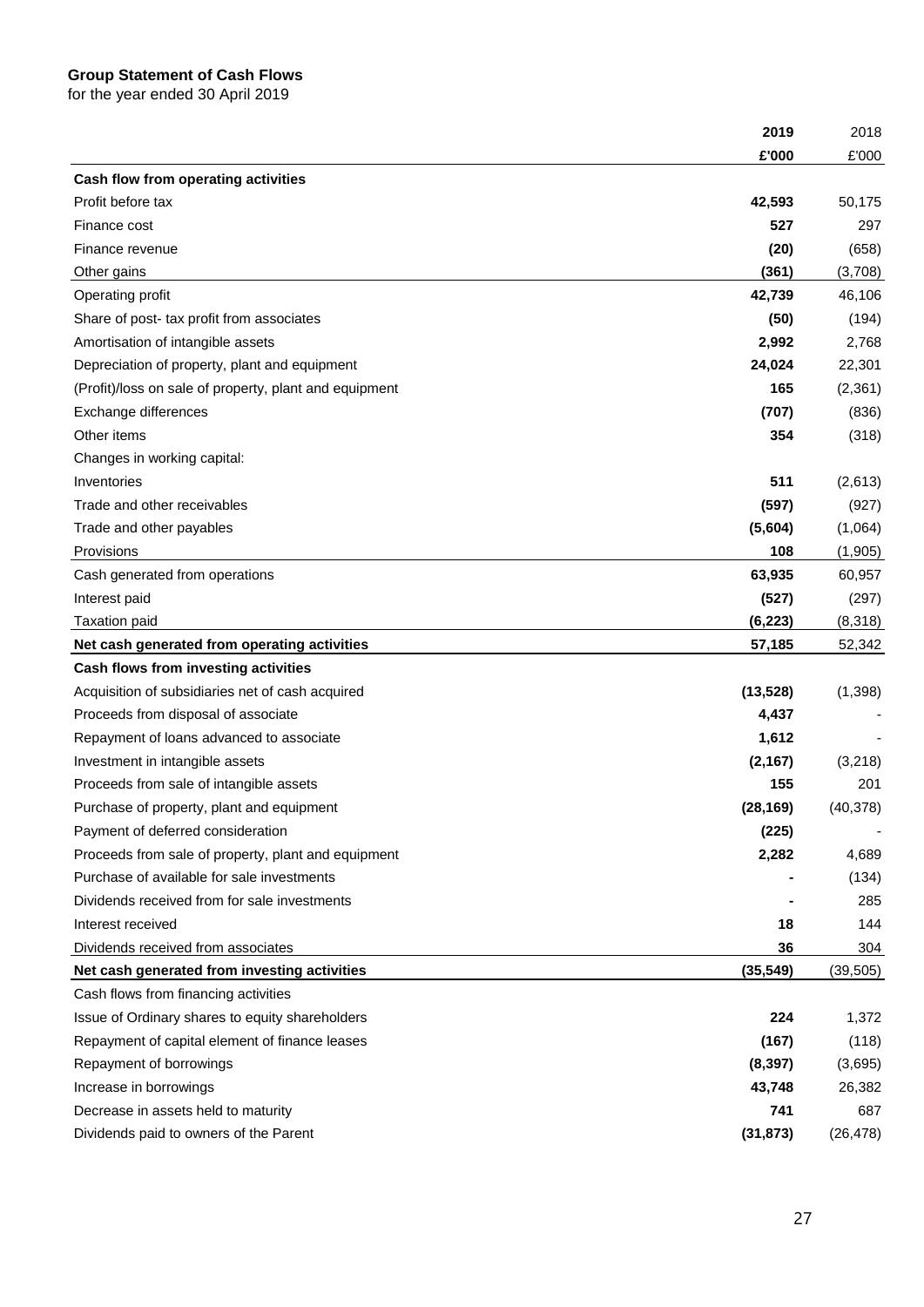**Group Statement of Cash Flows**
for the year ended 30 April 2019

| | **2019** | 2018 |
|---|---|---|
| | **£'000** | £'000 |
| **Cash flow from operating activities** | | |
| Profit before tax | **42,593** | 50,175 |
| Finance cost | **527** | 297 |
| Finance revenue | **(20)** | (658) |
| Other gains | **(361)** | (3,708) |
| Operating profit | **42,739** | 46,106 |
| Share of post- tax profit from associates | **(50)** | (194) |
| Amortisation of intangible assets | **2,992** | 2,768 |
| Depreciation of property, plant and equipment | **24,024** | 22,301 |
| (Profit)/loss on sale of property, plant and equipment | **165** | (2,361) |
| Exchange differences | **(707)** | (836) |
| Other items | **354** | (318) |
| Changes in working capital: | | |
| Inventories | **511** | (2,613) |
| Trade and other receivables | **(597)** | (927) |
| Trade and other payables | **(5,604)** | (1,064) |
| Provisions | **108** | (1,905) |
| Cash generated from operations | **63,935** | 60,957 |
| Interest paid | **(527)** | (297) |
| Taxation paid | **(6,223)** | (8,318) |
| **Net cash generated from operating activities** | **57,185** | 52,342 |
| **Cash flows from investing activities** | | |
| Acquisition of subsidiaries net of cash acquired | **(13,528)** | (1,398) |
| Proceeds from disposal of associate | **4,437** | - |
| Repayment of loans advanced to associate | **1,612** | - |
| Investment in intangible assets | **(2,167)** | (3,218) |
| Proceeds from sale of intangible assets | **155** | 201 |
| Purchase of property, plant and equipment | **(28,169)** | (40,378) |
| Payment of deferred consideration | **(225)** | - |
| Proceeds from sale of property, plant and equipment | **2,282** | 4,689 |
| Purchase of available for sale investments | **-** | (134) |
| Dividends received from for sale investments | **-** | 285 |
| Interest received | **18** | 144 |
| Dividends received from associates | **36** | 304 |
| **Net cash generated from investing activities** | **(35,549)** | (39,505) |
| Cash flows from financing activities | | |
| Issue of Ordinary shares to equity shareholders | **224** | 1,372 |
| Repayment of capital element of finance leases | **(167)** | (118) |
| Repayment of borrowings | **(8,397)** | (3,695) |
| Increase in borrowings | **43,748** | 26,382 |
| Decrease in assets held to maturity | **741** | 687 |
| Dividends paid to owners of the Parent | **(31,873)** | (26,478) |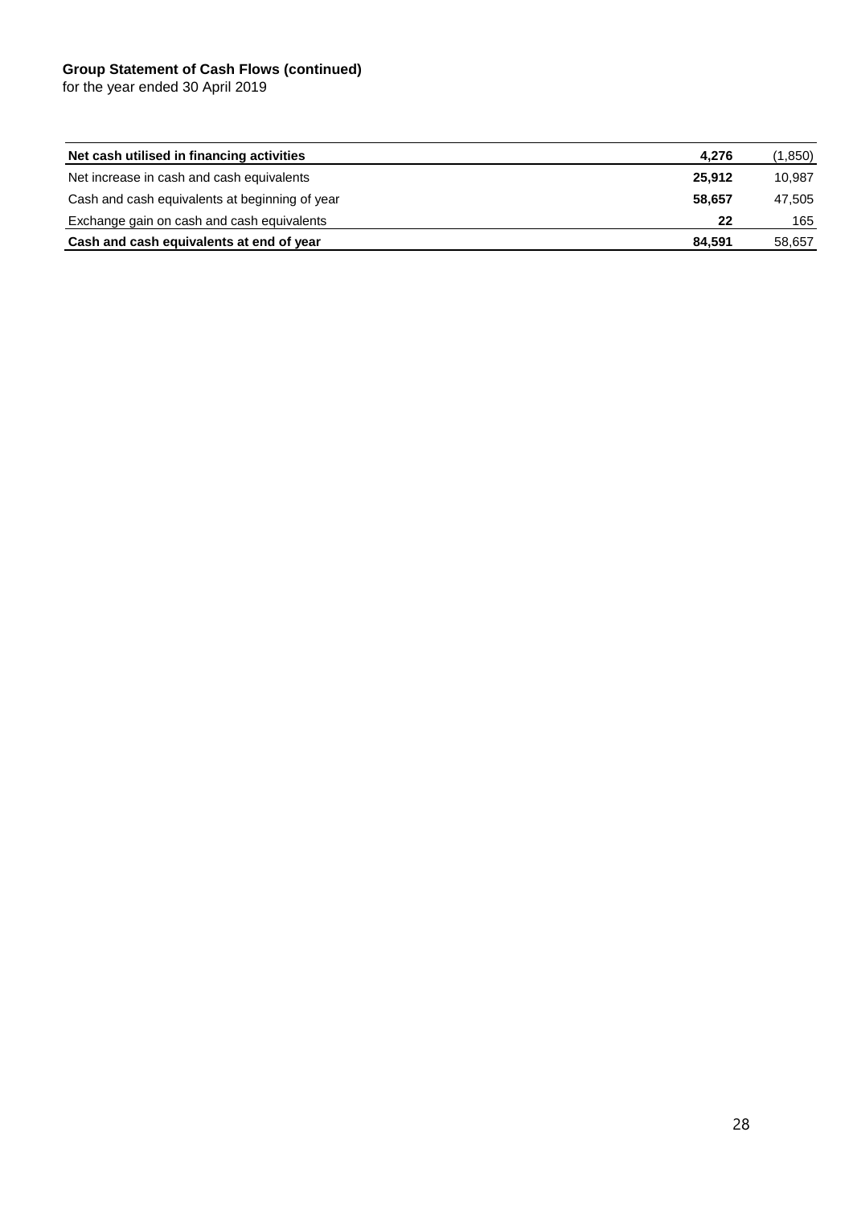**Group Statement of Cash Flows (continued)**

for the year ended 30 April 2019

| | | |
|---|---|---|
| **Net cash utilised in financing activities** | **4,276** | (1,850) |
| Net increase in cash and cash equivalents | **25,912** | 10,987 |
| Cash and cash equivalents at beginning of year | **58,657** | 47,505 |
| Exchange gain on cash and cash equivalents | **22** | 165 |
| **Cash and cash equivalents at end of year** | **84,591** | 58,657 |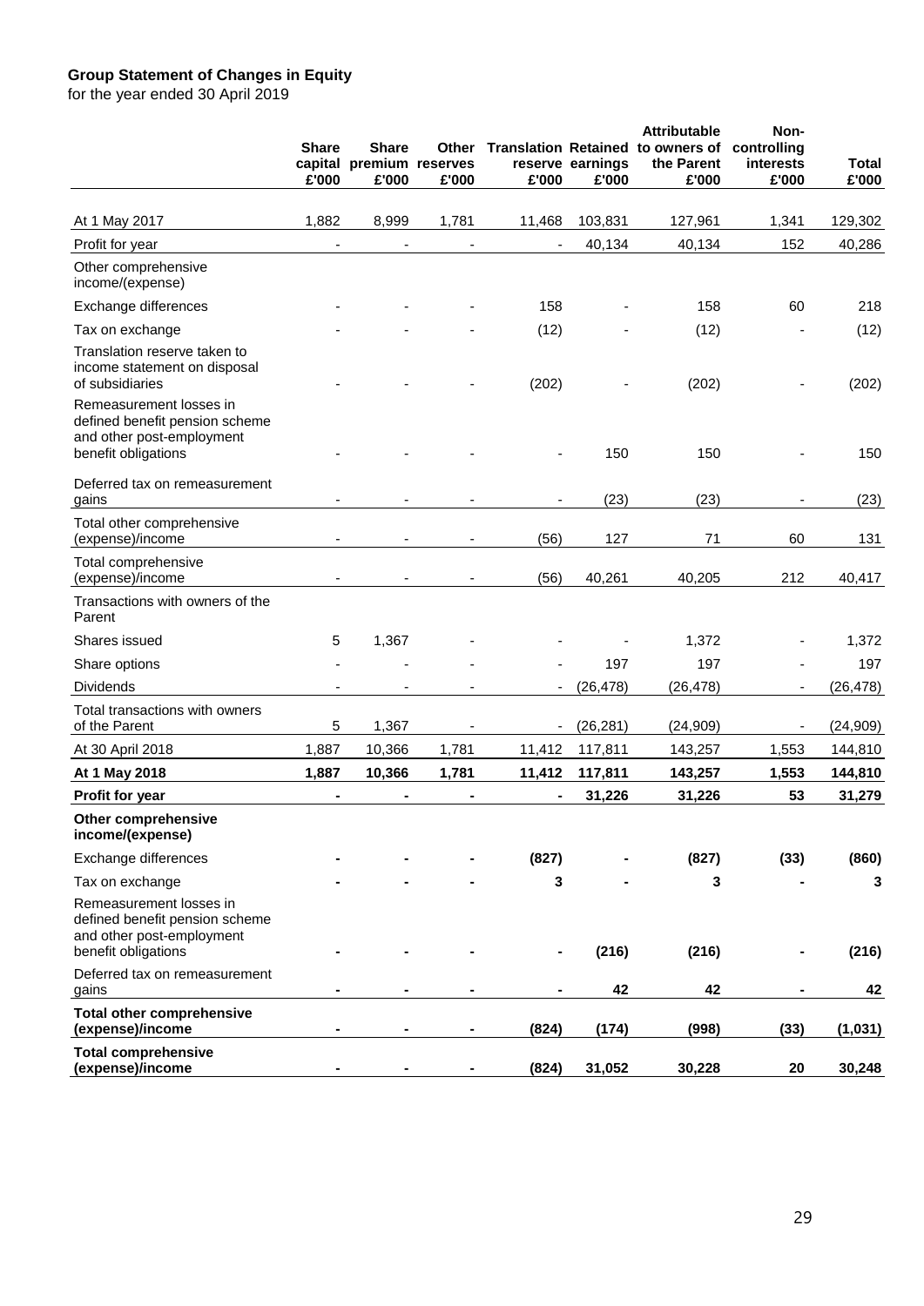**Group Statement of Changes in Equity**
for the year ended 30 April 2019

| | Share capital £'000 | Share premium £'000 | Other reserves £'000 | Translation reserve £'000 | Retained earnings £'000 | Attributable to owners of the Parent £'000 | Non-controlling interests £'000 | Total £'000 |
|---|---|---|---|---|---|---|---|---|
| At 1 May 2017 | 1,882 | 8,999 | 1,781 | 11,468 | 103,831 | 127,961 | 1,341 | 129,302 |
| Profit for year | - | - | - | - | 40,134 | 40,134 | 152 | 40,286 |
| Other comprehensive income/(expense) | | | | | | | | |
| Exchange differences | - | - | - | 158 | - | 158 | 60 | 218 |
| Tax on exchange | - | - | - | (12) | - | (12) | - | (12) |
| Translation reserve taken to income statement on disposal of subsidiaries | - | - | - | (202) | - | (202) | - | (202) |
| Remeasurement losses in defined benefit pension scheme and other post-employment benefit obligations | - | - | - | - | 150 | 150 | - | 150 |
| Deferred tax on remeasurement gains | - | - | - | - | (23) | (23) | - | (23) |
| Total other comprehensive (expense)/income | - | - | - | (56) | 127 | 71 | 60 | 131 |
| Total comprehensive (expense)/income | - | - | - | (56) | 40,261 | 40,205 | 212 | 40,417 |
| Transactions with owners of the Parent | | | | | | | | |
| Shares issued | 5 | 1,367 | - | - | - | 1,372 | - | 1,372 |
| Share options | - | - | - | - | 197 | 197 | - | 197 |
| Dividends | - | - | - | - | (26,478) | (26,478) | - | (26,478) |
| Total transactions with owners of the Parent | 5 | 1,367 | - | - | (26,281) | (24,909) | - | (24,909) |
| At 30 April 2018 | 1,887 | 10,366 | 1,781 | 11,412 | 117,811 | 143,257 | 1,553 | 144,810 |
| **At 1 May 2018** | **1,887** | **10,366** | **1,781** | **11,412** | **117,811** | **143,257** | **1,553** | **144,810** |
| **Profit for year** | **-** | **-** | **-** | **-** | **31,226** | **31,226** | **53** | **31,279** |
| **Other comprehensive income/(expense)** | | | | | | | | |
| Exchange differences | **-** | **-** | **-** | **(827)** | **-** | **(827)** | **(33)** | **(860)** |
| Tax on exchange | **-** | **-** | **-** | **3** | **-** | **3** | **-** | **3** |
| Remeasurement losses in defined benefit pension scheme and other post-employment benefit obligations | **-** | **-** | **-** | **-** | **(216)** | **(216)** | **-** | **(216)** |
| Deferred tax on remeasurement gains | **-** | **-** | **-** | **-** | **42** | **42** | **-** | **42** |
| **Total other comprehensive (expense)/income** | **-** | **-** | **-** | **(824)** | **(174)** | **(998)** | **(33)** | **(1,031)** |
| **Total comprehensive (expense)/income** | **-** | **-** | **-** | **(824)** | **31,052** | **30,228** | **20** | **30,248** |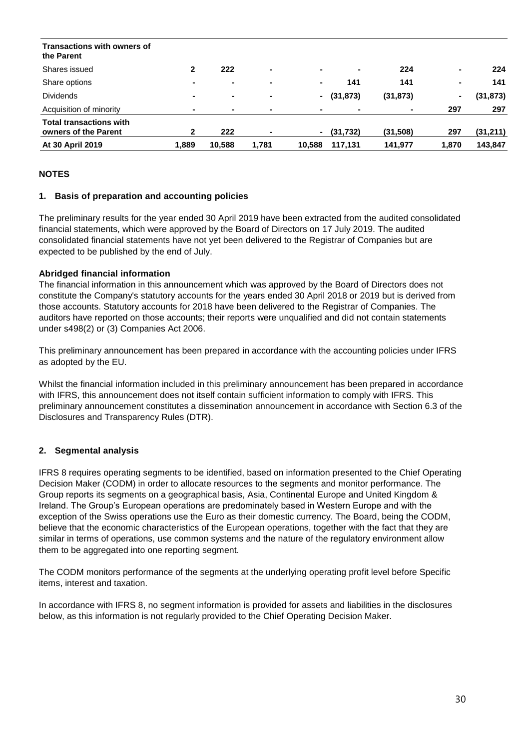| Transactions with owners of the Parent | | | | | | | | |
|---|---|---|---|---|---|---|---|---|
| Shares issued | 2 | 222 | - | - | - | 224 | - | 224 |
| Share options | - | - | - | - | 141 | 141 | - | 141 |
| Dividends | - | - | - | - | (31,873) | (31,873) | - | (31,873) |
| Acquisition of minority | - | - | - | - | - | - | 297 | 297 |
| **Total transactions with owners of the Parent** | **2** | **222** | **-** | **-** | **(31,732)** | **(31,508)** | **297** | **(31,211)** |
| **At 30 April 2019** | **1,889** | **10,588** | **1,781** | **10,588** | **117,131** | **141,977** | **1,870** | **143,847** |

## NOTES

### 1. Basis of preparation and accounting policies

The preliminary results for the year ended 30 April 2019 have been extracted from the audited consolidated financial statements, which were approved by the Board of Directors on 17 July 2019. The audited consolidated financial statements have not yet been delivered to the Registrar of Companies but are expected to be published by the end of July.

**Abridged financial information**

The financial information in this announcement which was approved by the Board of Directors does not constitute the Company's statutory accounts for the years ended 30 April 2018 or 2019 but is derived from those accounts. Statutory accounts for 2018 have been delivered to the Registrar of Companies. The auditors have reported on those accounts; their reports were unqualified and did not contain statements under s498(2) or (3) Companies Act 2006.

This preliminary announcement has been prepared in accordance with the accounting policies under IFRS as adopted by the EU.

Whilst the financial information included in this preliminary announcement has been prepared in accordance with IFRS, this announcement does not itself contain sufficient information to comply with IFRS. This preliminary announcement constitutes a dissemination announcement in accordance with Section 6.3 of the Disclosures and Transparency Rules (DTR).

### 2. Segmental analysis

IFRS 8 requires operating segments to be identified, based on information presented to the Chief Operating Decision Maker (CODM) in order to allocate resources to the segments and monitor performance. The Group reports its segments on a geographical basis, Asia, Continental Europe and United Kingdom & Ireland. The Group's European operations are predominately based in Western Europe and with the exception of the Swiss operations use the Euro as their domestic currency. The Board, being the CODM, believe that the economic characteristics of the European operations, together with the fact that they are similar in terms of operations, use common systems and the nature of the regulatory environment allow them to be aggregated into one reporting segment.

The CODM monitors performance of the segments at the underlying operating profit level before Specific items, interest and taxation.

In accordance with IFRS 8, no segment information is provided for assets and liabilities in the disclosures below, as this information is not regularly provided to the Chief Operating Decision Maker.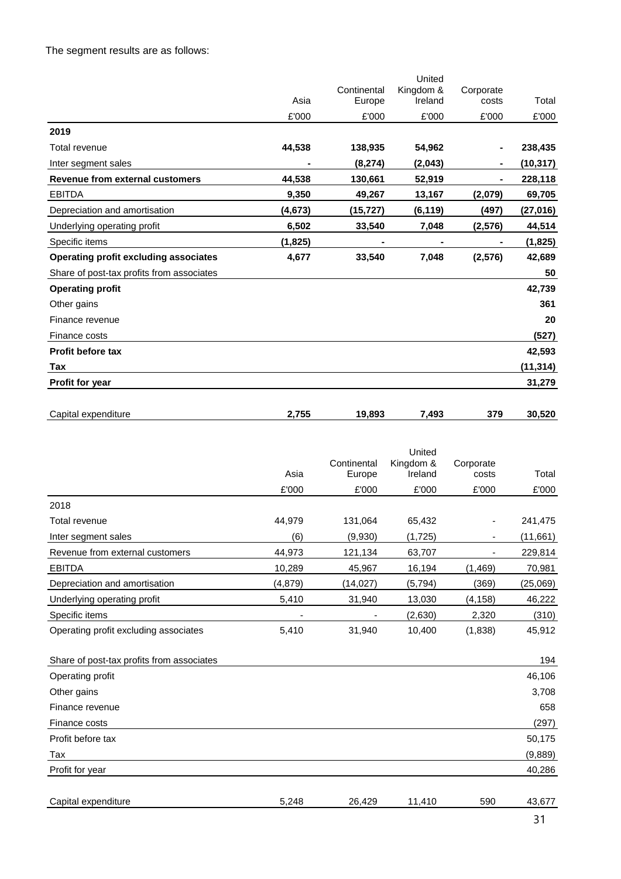The segment results are as follows:

| | Asia | Continental Europe | United Kingdom & Ireland | Corporate costs | Total |
|---|---|---|---|---|---|
| | £'000 | £'000 | £'000 | £'000 | £'000 |
| **2019** | | | | | |
| Total revenue | **44,538** | **138,935** | **54,962** | **-** | **238,435** |
| Inter segment sales | **-** | **(8,274)** | **(2,043)** | **-** | **(10,317)** |
| **Revenue from external customers** | **44,538** | **130,661** | **52,919** | **-** | **228,118** |
| EBITDA | **9,350** | **49,267** | **13,167** | **(2,079)** | **69,705** |
| Depreciation and amortisation | **(4,673)** | **(15,727)** | **(6,119)** | **(497)** | **(27,016)** |
| Underlying operating profit | **6,502** | **33,540** | **7,048** | **(2,576)** | **44,514** |
| Specific items | **(1,825)** | **-** | **-** | **-** | **(1,825)** |
| **Operating profit excluding associates** | **4,677** | **33,540** | **7,048** | **(2,576)** | **42,689** |
| Share of post-tax profits from associates | | | | | **50** |
| **Operating profit** | | | | | **42,739** |
| Other gains | | | | | **361** |
| Finance revenue | | | | | **20** |
| Finance costs | | | | | **(527)** |
| **Profit before tax** | | | | | **42,593** |
| **Tax** | | | | | **(11,314)** |
| **Profit for year** | | | | | **31,279** |
| | | | | | |
| Capital expenditure | **2,755** | **19,893** | **7,493** | **379** | **30,520** |

| | Asia | Continental Europe | United Kingdom & Ireland | Corporate costs | Total |
|---|---|---|---|---|---|
| | £'000 | £'000 | £'000 | £'000 | £'000 |
| 2018 | | | | | |
| Total revenue | 44,979 | 131,064 | 65,432 | - | 241,475 |
| Inter segment sales | (6) | (9,930) | (1,725) | - | (11,661) |
| Revenue from external customers | 44,973 | 121,134 | 63,707 | - | 229,814 |
| EBITDA | 10,289 | 45,967 | 16,194 | (1,469) | 70,981 |
| Depreciation and amortisation | (4,879) | (14,027) | (5,794) | (369) | (25,069) |
| Underlying operating profit | 5,410 | 31,940 | 13,030 | (4,158) | 46,222 |
| Specific items | - | - | (2,630) | 2,320 | (310) |
| Operating profit excluding associates | 5,410 | 31,940 | 10,400 | (1,838) | 45,912 |
| | | | | | |
| Share of post-tax profits from associates | | | | | 194 |
| Operating profit | | | | | 46,106 |
| Other gains | | | | | 3,708 |
| Finance revenue | | | | | 658 |
| Finance costs | | | | | (297) |
| Profit before tax | | | | | 50,175 |
| Tax | | | | | (9,889) |
| Profit for year | | | | | 40,286 |
| | | | | | |
| Capital expenditure | 5,248 | 26,429 | 11,410 | 590 | 43,677 |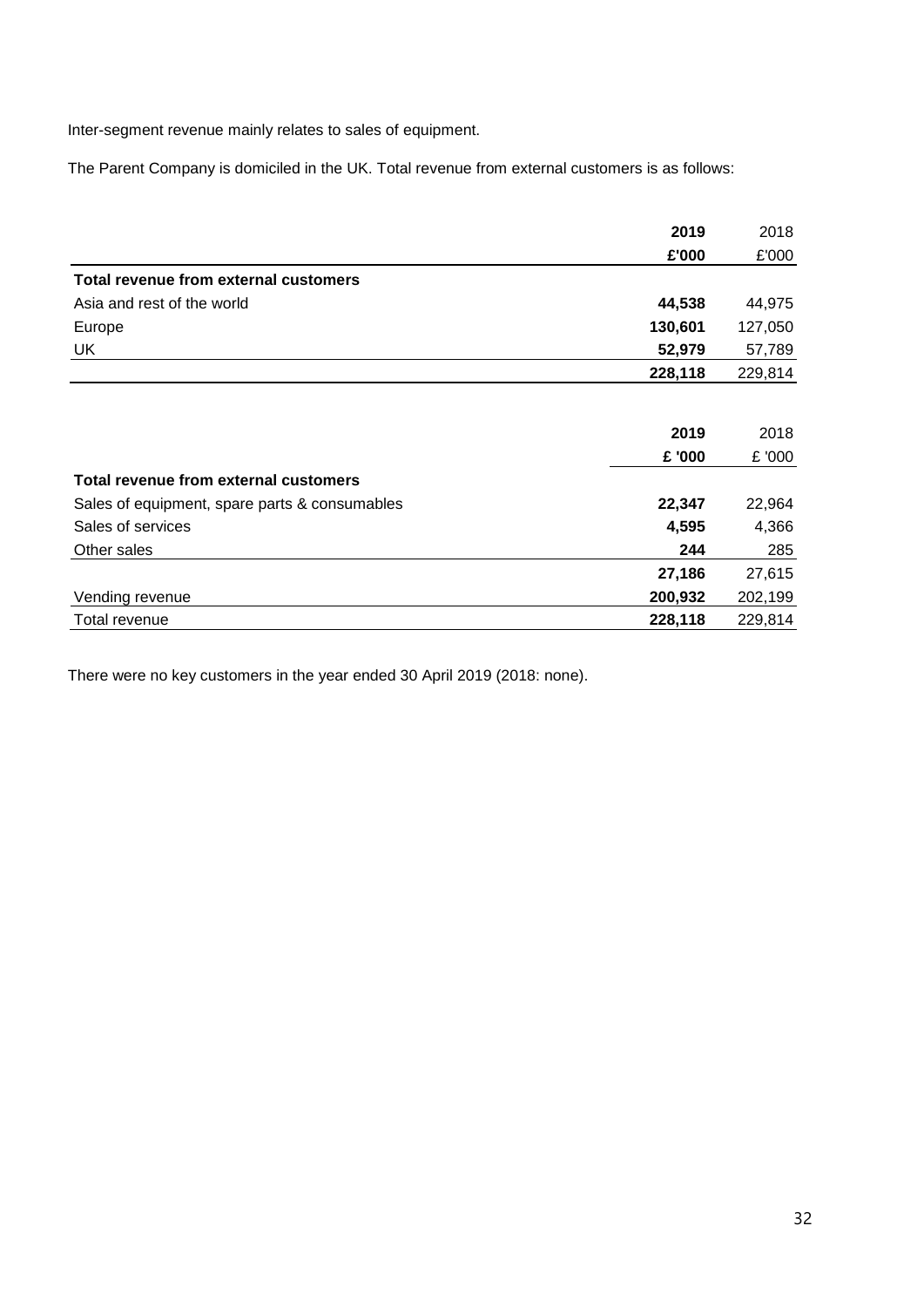Inter-segment revenue mainly relates to sales of equipment.

The Parent Company is domiciled in the UK. Total revenue from external customers is as follows:

| | **2019** | 2018 |
|---|---|---|
| | **£'000** | £'000 |
| **Total revenue from external customers** | | |
| Asia and rest of the world | **44,538** | 44,975 |
| Europe | **130,601** | 127,050 |
| UK | **52,979** | 57,789 |
| | **228,118** | 229,814 |

| | **2019** | 2018 |
|---|---|---|
| | **£ '000** | £ '000 |
| **Total revenue from external customers** | | |
| Sales of equipment, spare parts & consumables | **22,347** | 22,964 |
| Sales of services | **4,595** | 4,366 |
| Other sales | **244** | 285 |
| | **27,186** | 27,615 |
| Vending revenue | **200,932** | 202,199 |
| Total revenue | **228,118** | 229,814 |

There were no key customers in the year ended 30 April 2019 (2018: none).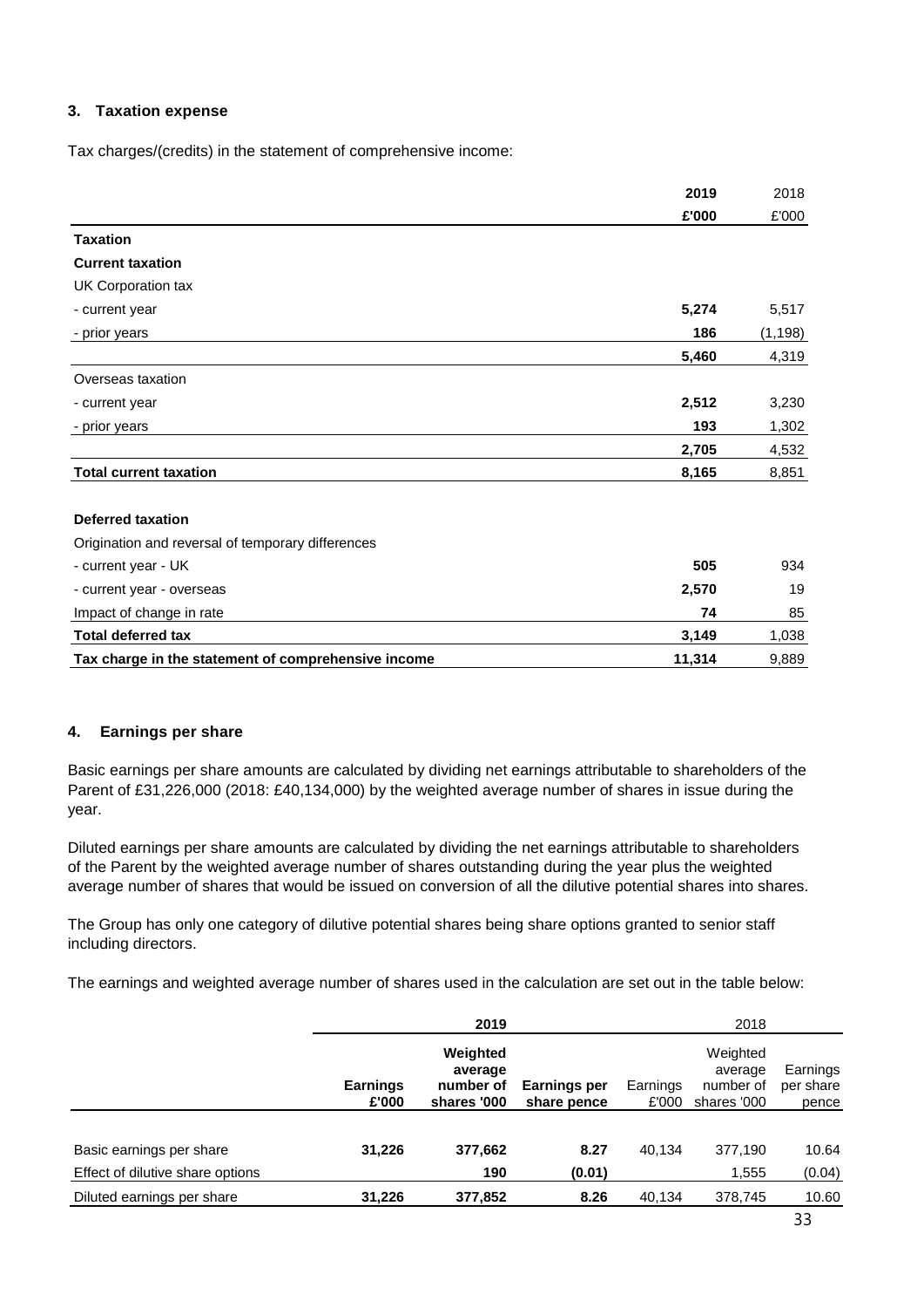### 3. Taxation expense

Tax charges/(credits) in the statement of comprehensive income:

| | **2019** | 2018 |
|---|---|---|
| | **£'000** | £'000 |
| **Taxation** | | |
| **Current taxation** | | |
| UK Corporation tax | | |
| - current year | **5,274** | 5,517 |
| - prior years | **186** | (1,198) |
| | **5,460** | 4,319 |
| Overseas taxation | | |
| - current year | **2,512** | 3,230 |
| - prior years | **193** | 1,302 |
| | **2,705** | 4,532 |
| **Total current taxation** | **8,165** | 8,851 |
| | | |
| **Deferred taxation** | | |
| Origination and reversal of temporary differences | | |
| - current year - UK | **505** | 934 |
| - current year - overseas | **2,570** | 19 |
| Impact of change in rate | **74** | 85 |
| **Total deferred tax** | **3,149** | 1,038 |
| **Tax charge in the statement of comprehensive income** | **11,314** | 9,889 |

### 4. Earnings per share

Basic earnings per share amounts are calculated by dividing net earnings attributable to shareholders of the Parent of £31,226,000 (2018: £40,134,000) by the weighted average number of shares in issue during the year.

Diluted earnings per share amounts are calculated by dividing the net earnings attributable to shareholders of the Parent by the weighted average number of shares outstanding during the year plus the weighted average number of shares that would be issued on conversion of all the dilutive potential shares into shares.

The Group has only one category of dilutive potential shares being share options granted to senior staff including directors.

The earnings and weighted average number of shares used in the calculation are set out in the table below:

| | **2019** | | | 2018 | | |
|---|---|---|---|---|---|---|
| | **Earnings £'000** | **Weighted average number of shares '000** | **Earnings per share pence** | Earnings £'000 | Weighted average number of shares '000 | Earnings per share pence |
| Basic earnings per share | **31,226** | **377,662** | **8.27** | 40,134 | 377,190 | 10.64 |
| Effect of dilutive share options | | **190** | **(0.01)** | | 1,555 | (0.04) |
| Diluted earnings per share | **31,226** | **377,852** | **8.26** | 40,134 | 378,745 | 10.60 |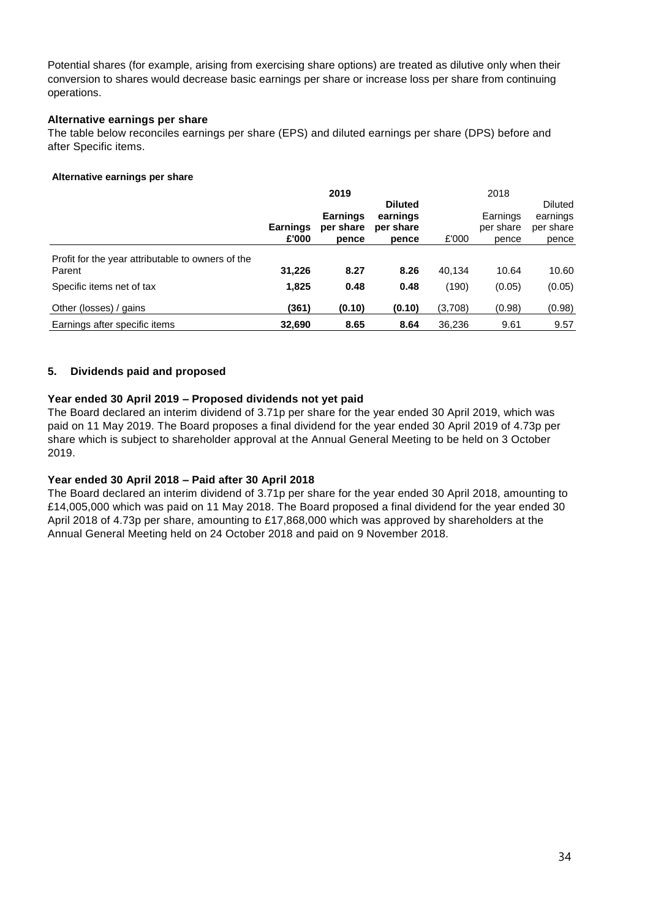Potential shares (for example, arising from exercising share options) are treated as dilutive only when their conversion to shares would decrease basic earnings per share or increase loss per share from continuing operations.

**Alternative earnings per share**

The table below reconciles earnings per share (EPS) and diluted earnings per share (DPS) before and after Specific items.

**Alternative earnings per share**

| | **2019** | | | 2018 | | |
|---|---|---|---|---|---|---|
| | **Earnings £'000** | **Earnings per share pence** | **Diluted earnings per share pence** | £'000 | Earnings per share pence | Diluted earnings per share pence |
| Profit for the year attributable to owners of the Parent | **31,226** | **8.27** | **8.26** | 40,134 | 10.64 | 10.60 |
| Specific items net of tax | **1,825** | **0.48** | **0.48** | (190) | (0.05) | (0.05) |
| Other (losses) / gains | **(361)** | **(0.10)** | **(0.10)** | (3,708) | (0.98) | (0.98) |
| Earnings after specific items | **32,690** | **8.65** | **8.64** | 36,236 | 9.61 | 9.57 |

## 5. Dividends paid and proposed

**Year ended 30 April 2019 – Proposed dividends not yet paid**

The Board declared an interim dividend of 3.71p per share for the year ended 30 April 2019, which was paid on 11 May 2019. The Board proposes a final dividend for the year ended 30 April 2019 of 4.73p per share which is subject to shareholder approval at the Annual General Meeting to be held on 3 October 2019.

**Year ended 30 April 2018 – Paid after 30 April 2018**

The Board declared an interim dividend of 3.71p per share for the year ended 30 April 2018, amounting to £14,005,000 which was paid on 11 May 2018. The Board proposed a final dividend for the year ended 30 April 2018 of 4.73p per share, amounting to £17,868,000 which was approved by shareholders at the Annual General Meeting held on 24 October 2018 and paid on 9 November 2018.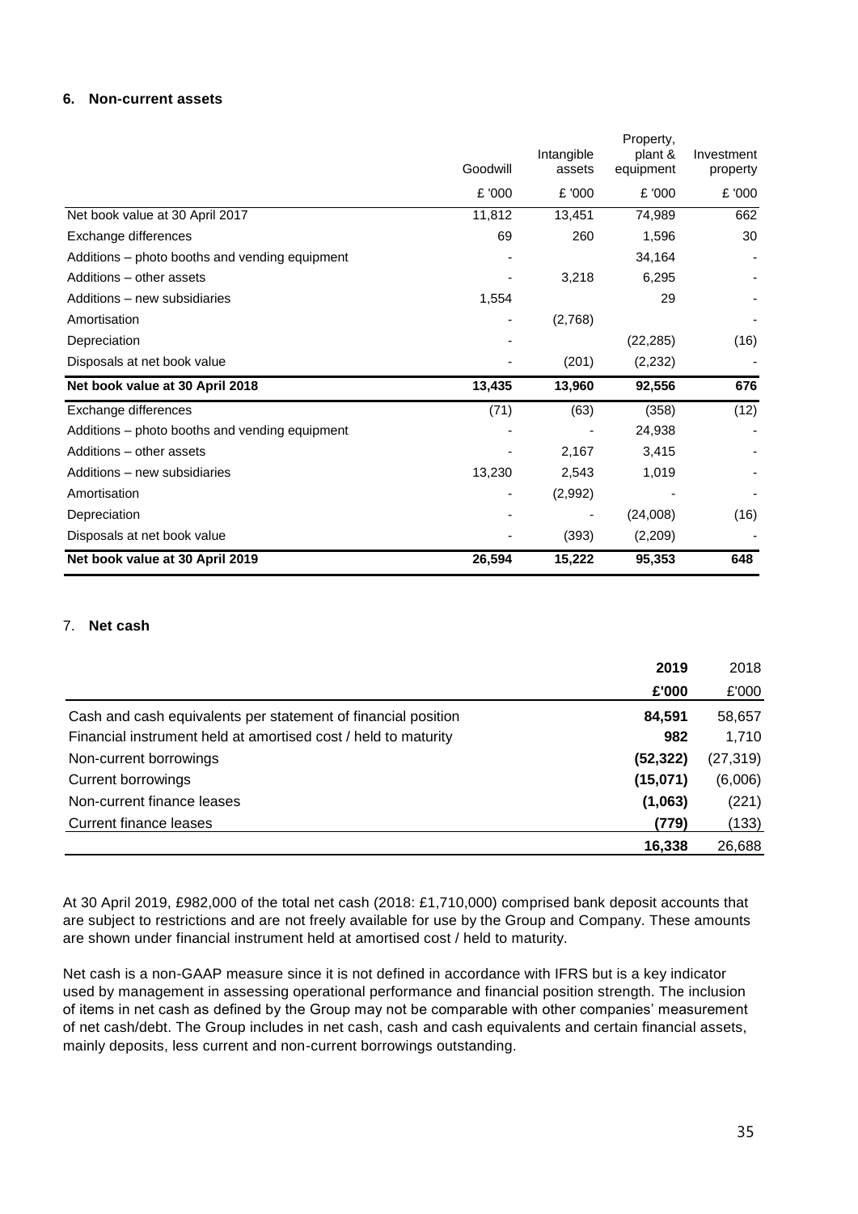### 6. Non-current assets

| | Goodwill | Intangible assets | Property, plant & equipment | Investment property |
|---|---|---|---|---|
| | £ '000 | £ '000 | £ '000 | £ '000 |
| Net book value at 30 April 2017 | 11,812 | 13,451 | 74,989 | 662 |
| Exchange differences | 69 | 260 | 1,596 | 30 |
| Additions – photo booths and vending equipment | - | | 34,164 | - |
| Additions – other assets | - | 3,218 | 6,295 | - |
| Additions – new subsidiaries | 1,554 | | 29 | - |
| Amortisation | - | (2,768) | | - |
| Depreciation | - | | (22,285) | (16) |
| Disposals at net book value | - | (201) | (2,232) | - |
| **Net book value at 30 April 2018** | **13,435** | **13,960** | **92,556** | **676** |
| Exchange differences | (71) | (63) | (358) | (12) |
| Additions – photo booths and vending equipment | - | - | 24,938 | - |
| Additions – other assets | - | 2,167 | 3,415 | - |
| Additions – new subsidiaries | 13,230 | 2,543 | 1,019 | - |
| Amortisation | - | (2,992) | - | - |
| Depreciation | - | - | (24,008) | (16) |
| Disposals at net book value | - | (393) | (2,209) | - |
| **Net book value at 30 April 2019** | **26,594** | **15,222** | **95,353** | **648** |

### 7. Net cash

| | 2019 | 2018 |
|---|---|---|
| | **£'000** | £'000 |
| Cash and cash equivalents per statement of financial position | **84,591** | 58,657 |
| Financial instrument held at amortised cost / held to maturity | **982** | 1,710 |
| Non-current borrowings | **(52,322)** | (27,319) |
| Current borrowings | **(15,071)** | (6,006) |
| Non-current finance leases | **(1,063)** | (221) |
| Current finance leases | **(779)** | (133) |
| | **16,338** | 26,688 |

At 30 April 2019, £982,000 of the total net cash (2018: £1,710,000) comprised bank deposit accounts that are subject to restrictions and are not freely available for use by the Group and Company. These amounts are shown under financial instrument held at amortised cost / held to maturity.

Net cash is a non-GAAP measure since it is not defined in accordance with IFRS but is a key indicator used by management in assessing operational performance and financial position strength. The inclusion of items in net cash as defined by the Group may not be comparable with other companies' measurement of net cash/debt. The Group includes in net cash, cash and cash equivalents and certain financial assets, mainly deposits, less current and non-current borrowings outstanding.